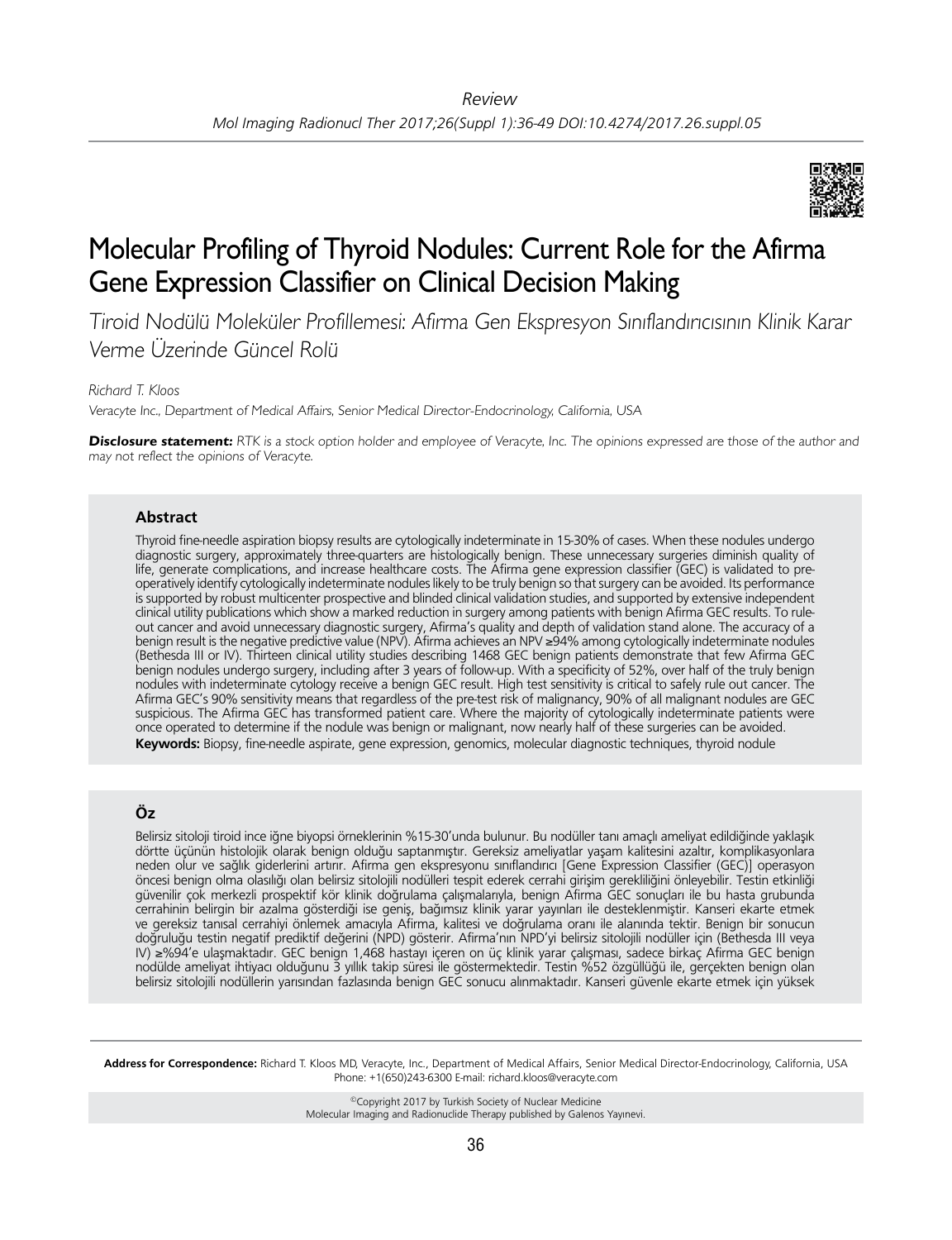*Review*

# Molecular Profiling of Thyroid Nodules: Current Role for the Afirma Gene Expression Classifier on Clinical Decision Making

*Tiroid Nodülü Moleküler Profillemesi: Afirma Gen Ekspresyon Sınıflandırıcısının Klinik Karar Verme Üzerinde Güncel Rolü*

*Richard T. Kloos*

*Veracyte Inc., Department of Medical Affairs, Senior Medical Director-Endocrinology, California, USA*

***Disclosure statement:*** *RTK is a stock option holder and employee of Veracyte, Inc. The opinions expressed are those of the author and may not reflect the opinions of Veracyte.*

## Abstract

Thyroid fine-needle aspiration biopsy results are cytologically indeterminate in 15-30% of cases. When these nodules undergo diagnostic surgery, approximately three-quarters are histologically benign. These unnecessary surgeries diminish quality of life, generate complications, and increase healthcare costs. The Afirma gene expression classifier (GEC) is validated to pre-operatively identify cytologically indeterminate nodules likely to be truly benign so that surgery can be avoided. Its performance is supported by robust multicenter prospective and blinded clinical validation studies, and supported by extensive independent clinical utility publications which show a marked reduction in surgery among patients with benign Afirma GEC results. To rule-out cancer and avoid unnecessary diagnostic surgery, Afirma's quality and depth of validation stand alone. The accuracy of a benign result is the negative predictive value (NPV). Afirma achieves an NPV ≥94% among cytologically indeterminate nodules (Bethesda III or IV). Thirteen clinical utility studies describing 1468 GEC benign patients demonstrate that few Afirma GEC benign nodules undergo surgery, including after 3 years of follow-up. With a specificity of 52%, over half of the truly benign nodules with indeterminate cytology receive a benign GEC result. High test sensitivity is critical to safely rule out cancer. The Afirma GEC's 90% sensitivity means that regardless of the pre-test risk of malignancy, 90% of all malignant nodules are GEC suspicious. The Afirma GEC has transformed patient care. Where the majority of cytologically indeterminate patients were once operated to determine if the nodule was benign or malignant, now nearly half of these surgeries can be avoided.

**Keywords:** Biopsy, fine-needle aspirate, gene expression, genomics, molecular diagnostic techniques, thyroid nodule

## Öz

Belirsiz sitoloji tiroid ince iğne biyopsi örneklerinin %15-30'unda bulunur. Bu nodüller tanı amaçlı ameliyat edildiğinde yaklaşık dörtte üçünün histolojik olarak benign olduğu saptanmıştır. Gereksiz ameliyatlar yaşam kalitesini azaltır, komplikasyonlara neden olur ve sağlık giderlerini artırır. Afirma gen ekspresyonu sınıflandırıcı [Gene Expression Classifier (GEC)] operasyon öncesi benign olma olasılığı olan belirsiz sitolojili nodülleri tespit ederek cerrahi girişim gerekliliğini önleyebilir. Testin etkinliği güvenilir çok merkezli prospektif kör klinik doğrulama çalışmalarıyla, benign Afirma GEC sonuçları ile bu hasta grubunda cerrahinin belirgin bir azalma gösterdiği ise geniş, bağımsız klinik yarar yayınları ile desteklenmiştir. Kanseri ekarte etmek ve gereksiz tanısal cerrahiyi önlemek amacıyla Afirma, kalitesi ve doğrulama oranı ile alanında tektir. Benign bir sonucun doğruluğu testin negatif prediktif değerini (NPD) gösterir. Afirma'nın NPD'yi belirsiz sitolojili nodüller için (Bethesda III veya IV) ≥%94'e ulaşmaktadır. GEC benign 1,468 hastayı içeren on üç klinik yarar çalışması, sadece birkaç Afirma GEC benign nodülde ameliyat ihtiyacı olduğunu 3 yıllık takip süresi ile göstermektedir. Testin %52 özgüllüğü ile, gerçekten benign olan belirsiz sitolojili nodüllerin yarısından fazlasında benign GEC sonucu alınmaktadır. Kanseri güvenle ekarte etmek için yüksek

**Address for Correspondence:** Richard T. Kloos MD, Veracyte, Inc., Department of Medical Affairs, Senior Medical Director-Endocrinology, California, USA Phone: +1(650)243-6300 E-mail: richard.kloos@veracyte.com

©Copyright 2017 by Turkish Society of Nuclear Medicine
Molecular Imaging and Radionuclide Therapy published by Galenos Yayınevi.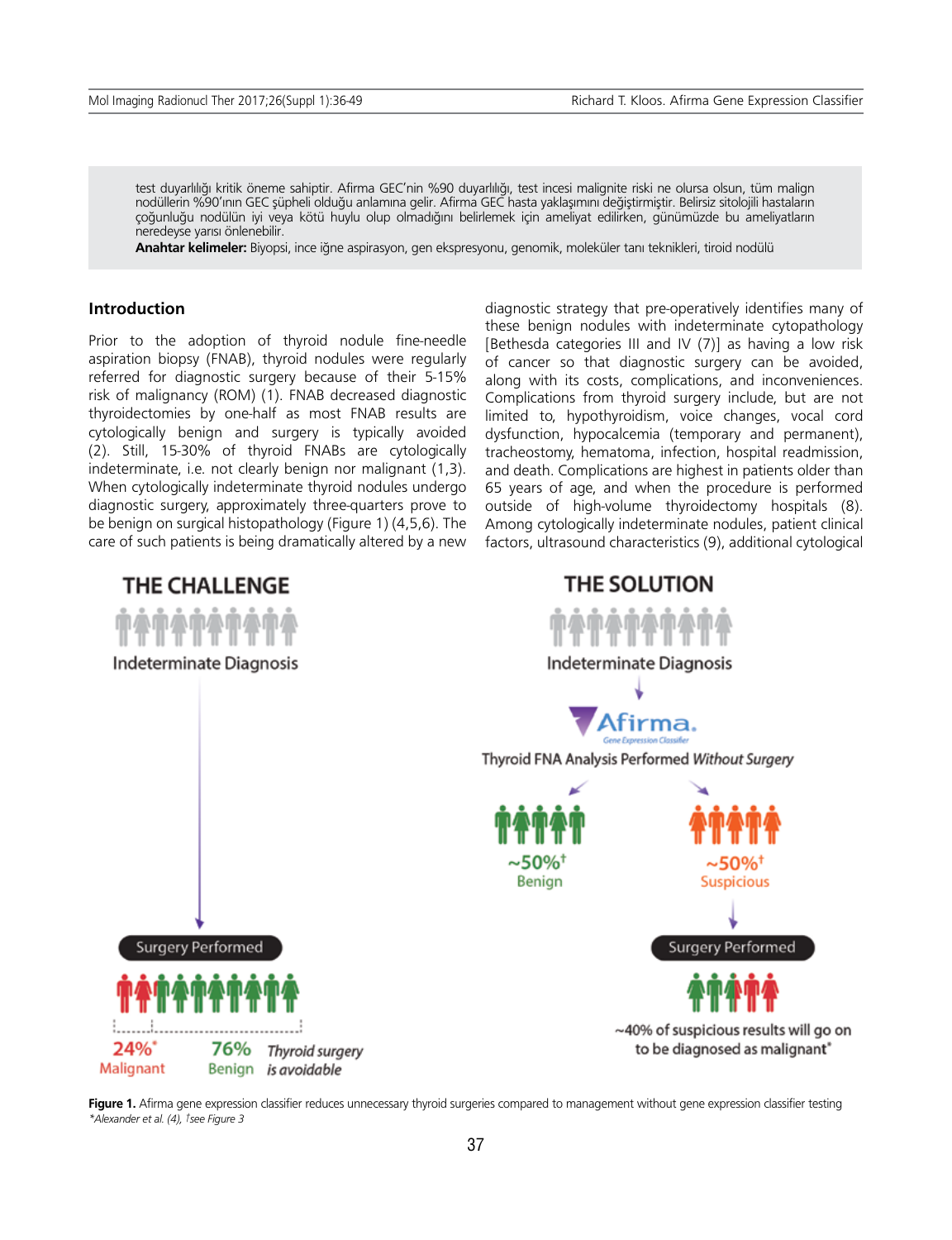test duyarlılığı kritik öneme sahiptir. Afirma GEC'nin %90 duyarlılığı, test incesi malignite riski ne olursa olsun, tüm malign nodüllerin %90'ının GEC şüpheli olduğu anlamına gelir. Afirma GEC hasta yaklaşımını değiştirmiştir. Belirsiz sitolojili hastaların çoğunluğu nodülün iyi veya kötü huylu olup olmadığını belirlemek için ameliyat edilirken, günümüzde bu ameliyatların neredeyse yarısı önlenebilir.

**Anahtar kelimeler:** Biyopsi, ince iğne aspirasyon, gen ekspresyonu, genomik, moleküler tanı teknikleri, tiroid nodülü

## Introduction

Prior to the adoption of thyroid nodule fine-needle aspiration biopsy (FNAB), thyroid nodules were regularly referred for diagnostic surgery because of their 5-15% risk of malignancy (ROM) (1). FNAB decreased diagnostic thyroidectomies by one-half as most FNAB results are cytologically benign and surgery is typically avoided (2). Still, 15-30% of thyroid FNABs are cytologically indeterminate, i.e. not clearly benign nor malignant (1,3). When cytologically indeterminate thyroid nodules undergo diagnostic surgery, approximately three-quarters prove to be benign on surgical histopathology (Figure 1) (4,5,6). The care of such patients is being dramatically altered by a new diagnostic strategy that pre-operatively identifies many of these benign nodules with indeterminate cytopathology [Bethesda categories III and IV (7)] as having a low risk of cancer so that diagnostic surgery can be avoided, along with its costs, complications, and inconveniences. Complications from thyroid surgery include, but are not limited to, hypothyroidism, voice changes, vocal cord dysfunction, hypocalcemia (temporary and permanent), tracheostomy, hematoma, infection, hospital readmission, and death. Complications are highest in patients older than 65 years of age, and when the procedure is performed outside of high-volume thyroidectomy hospitals (8). Among cytologically indeterminate nodules, patient clinical factors, ultrasound characteristics (9), additional cytological

**Figure 1.** Afirma gene expression classifier reduces unnecessary thyroid surgeries compared to management without gene expression classifier testing
*\*Alexander et al. (4), †see Figure 3*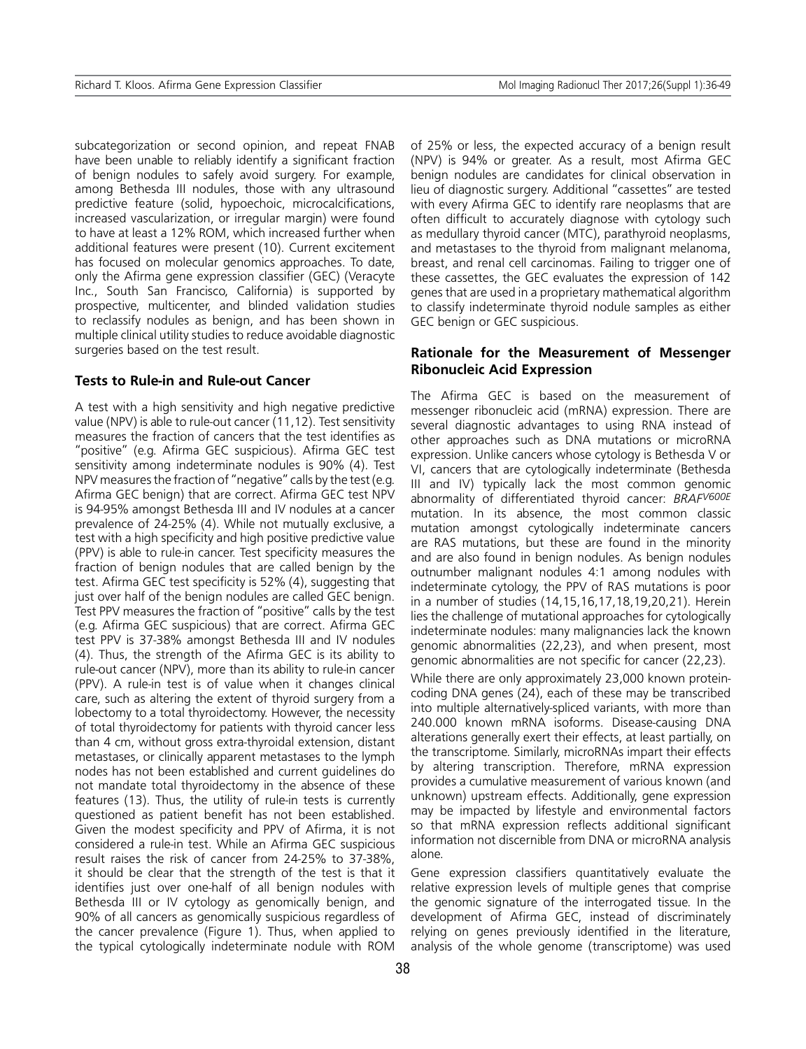subcategorization or second opinion, and repeat FNAB have been unable to reliably identify a significant fraction of benign nodules to safely avoid surgery. For example, among Bethesda III nodules, those with any ultrasound predictive feature (solid, hypoechoic, microcalcifications, increased vascularization, or irregular margin) were found to have at least a 12% ROM, which increased further when additional features were present (10). Current excitement has focused on molecular genomics approaches. To date, only the Afirma gene expression classifier (GEC) (Veracyte Inc., South San Francisco, California) is supported by prospective, multicenter, and blinded validation studies to reclassify nodules as benign, and has been shown in multiple clinical utility studies to reduce avoidable diagnostic surgeries based on the test result.

### Tests to Rule-in and Rule-out Cancer

A test with a high sensitivity and high negative predictive value (NPV) is able to rule-out cancer (11,12). Test sensitivity measures the fraction of cancers that the test identifies as "positive" (e.g. Afirma GEC suspicious). Afirma GEC test sensitivity among indeterminate nodules is 90% (4). Test NPV measures the fraction of "negative" calls by the test (e.g. Afirma GEC benign) that are correct. Afirma GEC test NPV is 94-95% amongst Bethesda III and IV nodules at a cancer prevalence of 24-25% (4). While not mutually exclusive, a test with a high specificity and high positive predictive value (PPV) is able to rule-in cancer. Test specificity measures the fraction of benign nodules that are called benign by the test. Afirma GEC test specificity is 52% (4), suggesting that just over half of the benign nodules are called GEC benign. Test PPV measures the fraction of "positive" calls by the test (e.g. Afirma GEC suspicious) that are correct. Afirma GEC test PPV is 37-38% amongst Bethesda III and IV nodules (4). Thus, the strength of the Afirma GEC is its ability to rule-out cancer (NPV), more than its ability to rule-in cancer (PPV). A rule-in test is of value when it changes clinical care, such as altering the extent of thyroid surgery from a lobectomy to a total thyroidectomy. However, the necessity of total thyroidectomy for patients with thyroid cancer less than 4 cm, without gross extra-thyroidal extension, distant metastases, or clinically apparent metastases to the lymph nodes has not been established and current guidelines do not mandate total thyroidectomy in the absence of these features (13). Thus, the utility of rule-in tests is currently questioned as patient benefit has not been established. Given the modest specificity and PPV of Afirma, it is not considered a rule-in test. While an Afirma GEC suspicious result raises the risk of cancer from 24-25% to 37-38%, it should be clear that the strength of the test is that it identifies just over one-half of all benign nodules with Bethesda III or IV cytology as genomically benign, and 90% of all cancers as genomically suspicious regardless of the cancer prevalence (Figure 1). Thus, when applied to the typical cytologically indeterminate nodule with ROM of 25% or less, the expected accuracy of a benign result (NPV) is 94% or greater. As a result, most Afirma GEC benign nodules are candidates for clinical observation in lieu of diagnostic surgery. Additional "cassettes" are tested with every Afirma GEC to identify rare neoplasms that are often difficult to accurately diagnose with cytology such as medullary thyroid cancer (MTC), parathyroid neoplasms, and metastases to the thyroid from malignant melanoma, breast, and renal cell carcinomas. Failing to trigger one of these cassettes, the GEC evaluates the expression of 142 genes that are used in a proprietary mathematical algorithm to classify indeterminate thyroid nodule samples as either GEC benign or GEC suspicious.

### Rationale for the Measurement of Messenger Ribonucleic Acid Expression

The Afirma GEC is based on the measurement of messenger ribonucleic acid (mRNA) expression. There are several diagnostic advantages to using RNA instead of other approaches such as DNA mutations or microRNA expression. Unlike cancers whose cytology is Bethesda V or VI, cancers that are cytologically indeterminate (Bethesda III and IV) typically lack the most common genomic abnormality of differentiated thyroid cancer: *BRAF*$^{V600E}$ mutation. In its absence, the most common classic mutation amongst cytologically indeterminate cancers are RAS mutations, but these are found in the minority and are also found in benign nodules. As benign nodules outnumber malignant nodules 4:1 among nodules with indeterminate cytology, the PPV of RAS mutations is poor in a number of studies (14,15,16,17,18,19,20,21). Herein lies the challenge of mutational approaches for cytologically indeterminate nodules: many malignancies lack the known genomic abnormalities (22,23), and when present, most genomic abnormalities are not specific for cancer (22,23).

While there are only approximately 23,000 known protein-coding DNA genes (24), each of these may be transcribed into multiple alternatively-spliced variants, with more than 240.000 known mRNA isoforms. Disease-causing DNA alterations generally exert their effects, at least partially, on the transcriptome. Similarly, microRNAs impart their effects by altering transcription. Therefore, mRNA expression provides a cumulative measurement of various known (and unknown) upstream effects. Additionally, gene expression may be impacted by lifestyle and environmental factors so that mRNA expression reflects additional significant information not discernible from DNA or microRNA analysis alone.

Gene expression classifiers quantitatively evaluate the relative expression levels of multiple genes that comprise the genomic signature of the interrogated tissue. In the development of Afirma GEC, instead of discriminately relying on genes previously identified in the literature, analysis of the whole genome (transcriptome) was used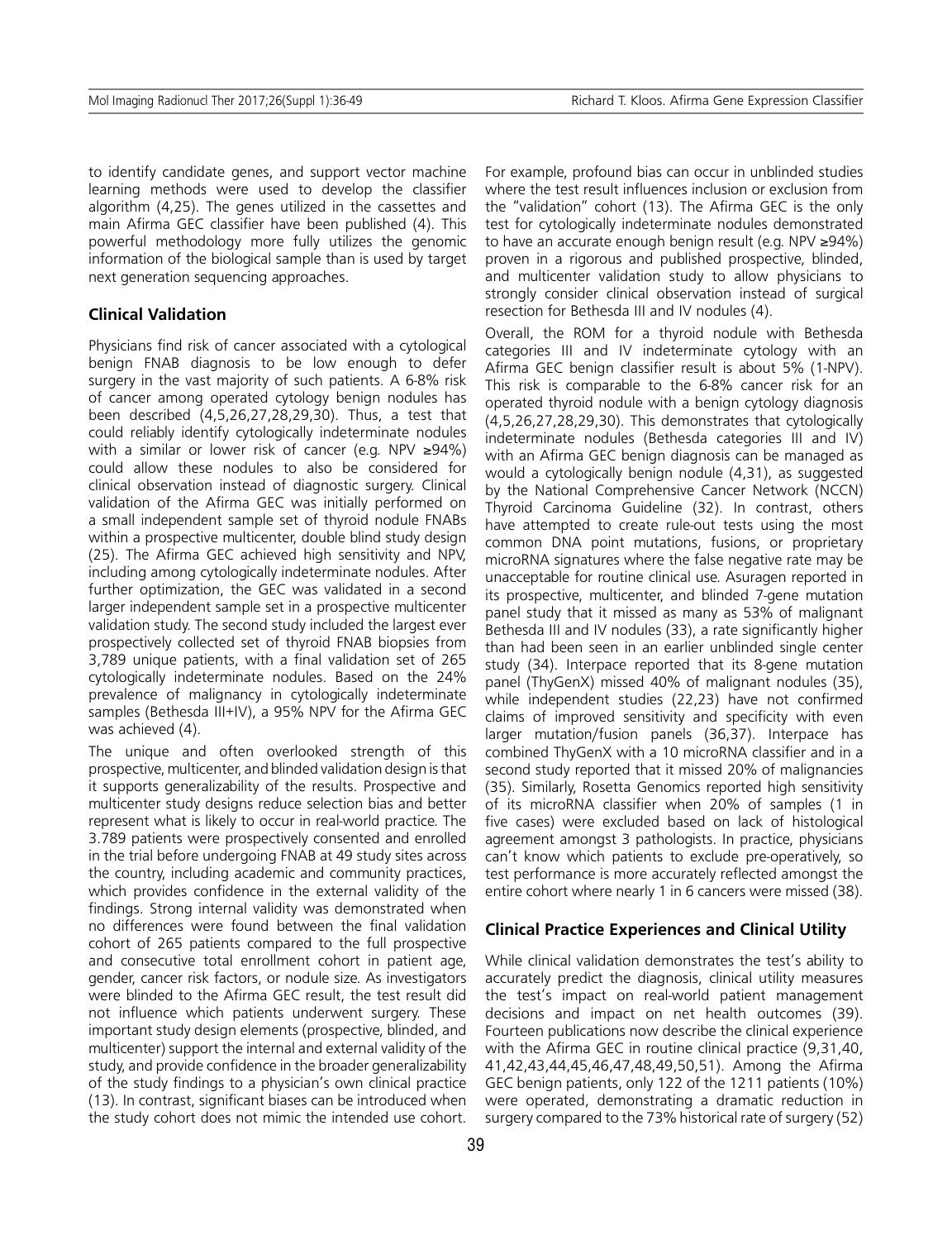to identify candidate genes, and support vector machine learning methods were used to develop the classifier algorithm (4,25). The genes utilized in the cassettes and main Afirma GEC classifier have been published (4). This powerful methodology more fully utilizes the genomic information of the biological sample than is used by target next generation sequencing approaches.

## Clinical Validation

Physicians find risk of cancer associated with a cytological benign FNAB diagnosis to be low enough to defer surgery in the vast majority of such patients. A 6-8% risk of cancer among operated cytology benign nodules has been described (4,5,26,27,28,29,30). Thus, a test that could reliably identify cytologically indeterminate nodules with a similar or lower risk of cancer (e.g. NPV ≥94%) could allow these nodules to also be considered for clinical observation instead of diagnostic surgery. Clinical validation of the Afirma GEC was initially performed on a small independent sample set of thyroid nodule FNABs within a prospective multicenter, double blind study design (25). The Afirma GEC achieved high sensitivity and NPV, including among cytologically indeterminate nodules. After further optimization, the GEC was validated in a second larger independent sample set in a prospective multicenter validation study. The second study included the largest ever prospectively collected set of thyroid FNAB biopsies from 3,789 unique patients, with a final validation set of 265 cytologically indeterminate nodules. Based on the 24% prevalence of malignancy in cytologically indeterminate samples (Bethesda III+IV), a 95% NPV for the Afirma GEC was achieved (4).

The unique and often overlooked strength of this prospective, multicenter, and blinded validation design is that it supports generalizability of the results. Prospective and multicenter study designs reduce selection bias and better represent what is likely to occur in real-world practice. The 3.789 patients were prospectively consented and enrolled in the trial before undergoing FNAB at 49 study sites across the country, including academic and community practices, which provides confidence in the external validity of the findings. Strong internal validity was demonstrated when no differences were found between the final validation cohort of 265 patients compared to the full prospective and consecutive total enrollment cohort in patient age, gender, cancer risk factors, or nodule size. As investigators were blinded to the Afirma GEC result, the test result did not influence which patients underwent surgery. These important study design elements (prospective, blinded, and multicenter) support the internal and external validity of the study, and provide confidence in the broader generalizability of the study findings to a physician's own clinical practice (13). In contrast, significant biases can be introduced when the study cohort does not mimic the intended use cohort. For example, profound bias can occur in unblinded studies where the test result influences inclusion or exclusion from the "validation" cohort (13). The Afirma GEC is the only test for cytologically indeterminate nodules demonstrated to have an accurate enough benign result (e.g. NPV ≥94%) proven in a rigorous and published prospective, blinded, and multicenter validation study to allow physicians to strongly consider clinical observation instead of surgical resection for Bethesda III and IV nodules (4).

Overall, the ROM for a thyroid nodule with Bethesda categories III and IV indeterminate cytology with an Afirma GEC benign classifier result is about 5% (1-NPV). This risk is comparable to the 6-8% cancer risk for an operated thyroid nodule with a benign cytology diagnosis (4,5,26,27,28,29,30). This demonstrates that cytologically indeterminate nodules (Bethesda categories III and IV) with an Afirma GEC benign diagnosis can be managed as would a cytologically benign nodule (4,31), as suggested by the National Comprehensive Cancer Network (NCCN) Thyroid Carcinoma Guideline (32). In contrast, others have attempted to create rule-out tests using the most common DNA point mutations, fusions, or proprietary microRNA signatures where the false negative rate may be unacceptable for routine clinical use. Asuragen reported in its prospective, multicenter, and blinded 7-gene mutation panel study that it missed as many as 53% of malignant Bethesda III and IV nodules (33), a rate significantly higher than had been seen in an earlier unblinded single center study (34). Interpace reported that its 8-gene mutation panel (ThyGenX) missed 40% of malignant nodules (35), while independent studies (22,23) have not confirmed claims of improved sensitivity and specificity with even larger mutation/fusion panels (36,37). Interpace has combined ThyGenX with a 10 microRNA classifier and in a second study reported that it missed 20% of malignancies (35). Similarly, Rosetta Genomics reported high sensitivity of its microRNA classifier when 20% of samples (1 in five cases) were excluded based on lack of histological agreement amongst 3 pathologists. In practice, physicians can't know which patients to exclude pre-operatively, so test performance is more accurately reflected amongst the entire cohort where nearly 1 in 6 cancers were missed (38).

## Clinical Practice Experiences and Clinical Utility

While clinical validation demonstrates the test's ability to accurately predict the diagnosis, clinical utility measures the test's impact on real-world patient management decisions and impact on net health outcomes (39). Fourteen publications now describe the clinical experience with the Afirma GEC in routine clinical practice (9,31,40,41,42,43,44,45,46,47,48,49,50,51). Among the Afirma GEC benign patients, only 122 of the 1211 patients (10%) were operated, demonstrating a dramatic reduction in surgery compared to the 73% historical rate of surgery (52)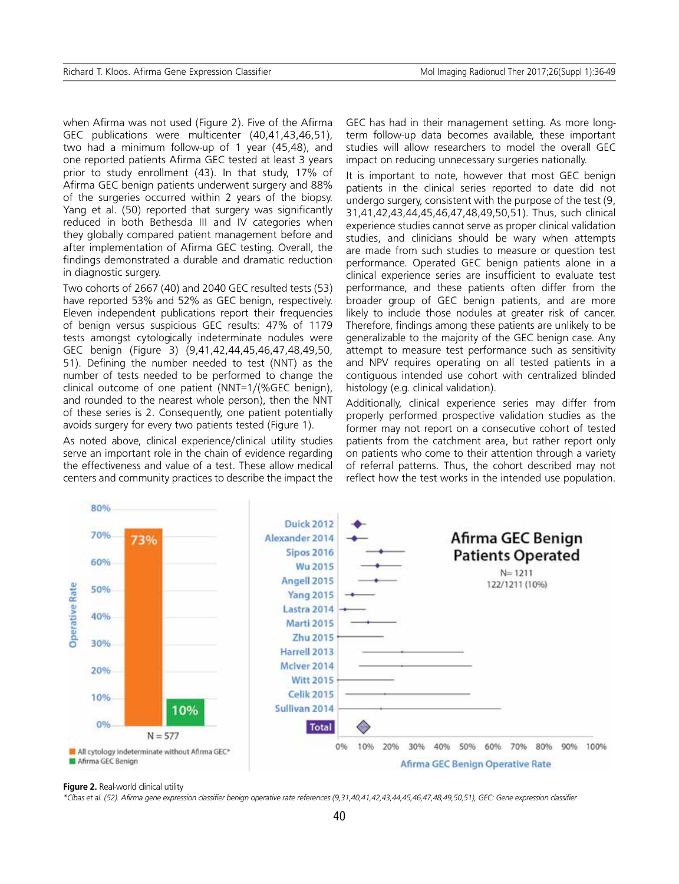when Afirma was not used (Figure 2). Five of the Afirma GEC publications were multicenter (40,41,43,46,51), two had a minimum follow-up of 1 year (45,48), and one reported patients Afirma GEC tested at least 3 years prior to study enrollment (43). In that study, 17% of Afirma GEC benign patients underwent surgery and 88% of the surgeries occurred within 2 years of the biopsy. Yang et al. (50) reported that surgery was significantly reduced in both Bethesda III and IV categories when they globally compared patient management before and after implementation of Afirma GEC testing. Overall, the findings demonstrated a durable and dramatic reduction in diagnostic surgery.

Two cohorts of 2667 (40) and 2040 GEC resulted tests (53) have reported 53% and 52% as GEC benign, respectively. Eleven independent publications report their frequencies of benign versus suspicious GEC results: 47% of 1179 tests amongst cytologically indeterminate nodules were GEC benign (Figure 3) (9,41,42,44,45,46,47,48,49,50,51). Defining the number needed to test (NNT) as the number of tests needed to be performed to change the clinical outcome of one patient (NNT=1/(%GEC benign), and rounded to the nearest whole person), then the NNT of these series is 2. Consequently, one patient potentially avoids surgery for every two patients tested (Figure 1).

As noted above, clinical experience/clinical utility studies serve an important role in the chain of evidence regarding the effectiveness and value of a test. These allow medical centers and community practices to describe the impact the GEC has had in their management setting. As more long-term follow-up data becomes available, these important studies will allow researchers to model the overall GEC impact on reducing unnecessary surgeries nationally.

It is important to note, however that most GEC benign patients in the clinical series reported to date did not undergo surgery, consistent with the purpose of the test (9,31,41,42,43,44,45,46,47,48,49,50,51). Thus, such clinical experience studies cannot serve as proper clinical validation studies, and clinicians should be wary when attempts are made from such studies to measure or question test performance. Operated GEC benign patients alone in a clinical experience series are insufficient to evaluate test performance, and these patients often differ from the broader group of GEC benign patients, and are more likely to include those nodules at greater risk of cancer. Therefore, findings among these patients are unlikely to be generalizable to the majority of the GEC benign case. Any attempt to measure test performance such as sensitivity and NPV requires operating on all tested patients in a contiguous intended use cohort with centralized blinded histology (e.g. clinical validation).

Additionally, clinical experience series may differ from properly performed prospective validation studies as the former may not report on a consecutive cohort of tested patients from the catchment area, but rather report only on patients who come to their attention through a variety of referral patterns. Thus, the cohort described may not reflect how the test works in the intended use population.

**Figure 2.** Real-world clinical utility
*\*Cibas et al. (52). Afirma gene expression classifier benign operative rate references (9,31,40,41,42,43,44,45,46,47,48,49,50,51), GEC: Gene expression classifier*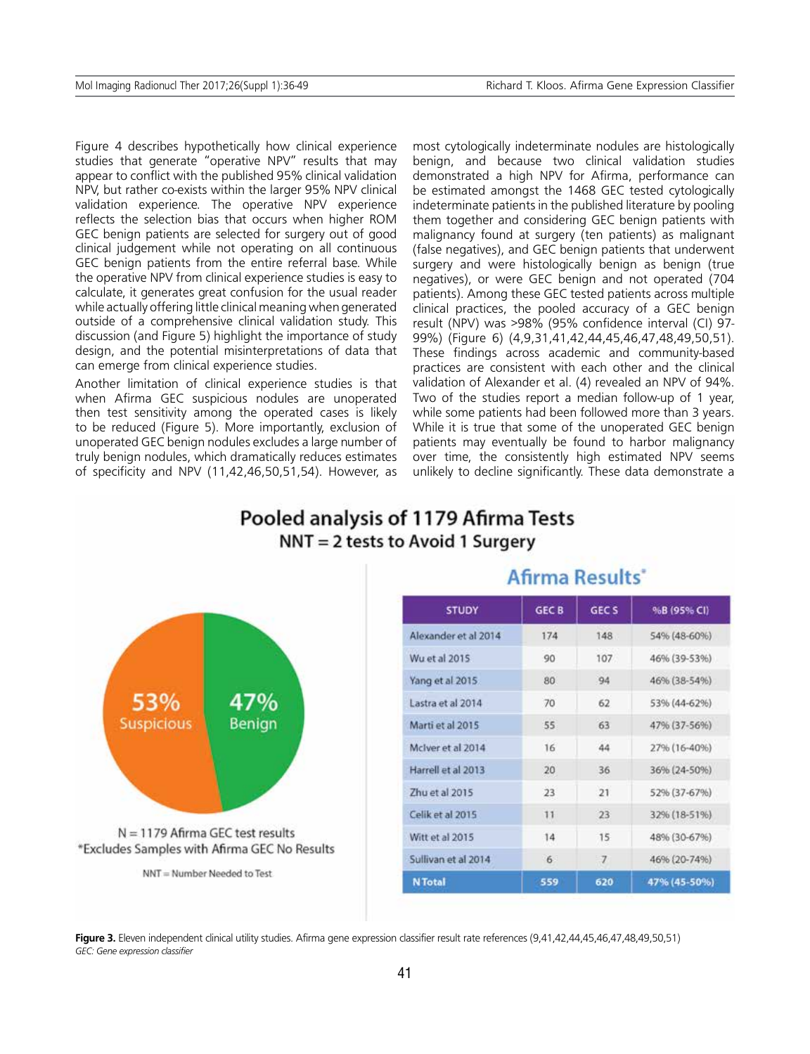Figure 4 describes hypothetically how clinical experience studies that generate "operative NPV" results that may appear to conflict with the published 95% clinical validation NPV, but rather co-exists within the larger 95% NPV clinical validation experience. The operative NPV experience reflects the selection bias that occurs when higher ROM GEC benign patients are selected for surgery out of good clinical judgement while not operating on all continuous GEC benign patients from the entire referral base. While the operative NPV from clinical experience studies is easy to calculate, it generates great confusion for the usual reader while actually offering little clinical meaning when generated outside of a comprehensive clinical validation study. This discussion (and Figure 5) highlight the importance of study design, and the potential misinterpretations of data that can emerge from clinical experience studies.

Another limitation of clinical experience studies is that when Afirma GEC suspicious nodules are unoperated then test sensitivity among the operated cases is likely to be reduced (Figure 5). More importantly, exclusion of unoperated GEC benign nodules excludes a large number of truly benign nodules, which dramatically reduces estimates of specificity and NPV (11,42,46,50,51,54). However, as most cytologically indeterminate nodules are histologically benign, and because two clinical validation studies demonstrated a high NPV for Afirma, performance can be estimated amongst the 1468 GEC tested cytologically indeterminate patients in the published literature by pooling them together and considering GEC benign patients with malignancy found at surgery (ten patients) as malignant (false negatives), and GEC benign patients that underwent surgery and were histologically benign as benign (true negatives), or were GEC benign and not operated (704 patients). Among these GEC tested patients across multiple clinical practices, the pooled accuracy of a GEC benign result (NPV) was >98% (95% confidence interval (CI) 97-99%) (Figure 6) (4,9,31,41,42,44,45,46,47,48,49,50,51). These findings across academic and community-based practices are consistent with each other and the clinical validation of Alexander et al. (4) revealed an NPV of 94%. Two of the studies report a median follow-up of 1 year, while some patients had been followed more than 3 years. While it is true that some of the unoperated GEC benign patients may eventually be found to harbor malignancy over time, the consistently high estimated NPV seems unlikely to decline significantly. These data demonstrate a

**Pooled analysis of 1179 Afirma Tests**
**NNT = 2 tests to Avoid 1 Surgery**

53% Suspicious / 47% Benign

N = 1179 Afirma GEC test results
*Excludes Samples with Afirma GEC No Results

NNT = Number Needed to Test

**Afirma Results***

| STUDY | GEC B | GEC S | %B (95% CI) |
|---|---|---|---|
| Alexander et al 2014 | 174 | 148 | 54% (48-60%) |
| Wu et al 2015 | 90 | 107 | 46% (39-53%) |
| Yang et al 2015 | 80 | 94 | 46% (38-54%) |
| Lastra et al 2014 | 70 | 62 | 53% (44-62%) |
| Marti et al 2015 | 55 | 63 | 47% (37-56%) |
| McIver et al 2014 | 16 | 44 | 27% (16-40%) |
| Harrell et al 2013 | 20 | 36 | 36% (24-50%) |
| Zhu et al 2015 | 23 | 21 | 52% (37-67%) |
| Celik et al 2015 | 11 | 23 | 32% (18-51%) |
| Witt et al 2015 | 14 | 15 | 48% (30-67%) |
| Sullivan et al 2014 | 6 | 7 | 46% (20-74%) |
| **N Total** | **559** | **620** | **47% (45-50%)** |

**Figure 3.** Eleven independent clinical utility studies. Afirma gene expression classifier result rate references (9,41,42,44,45,46,47,48,49,50,51)
*GEC: Gene expression classifier*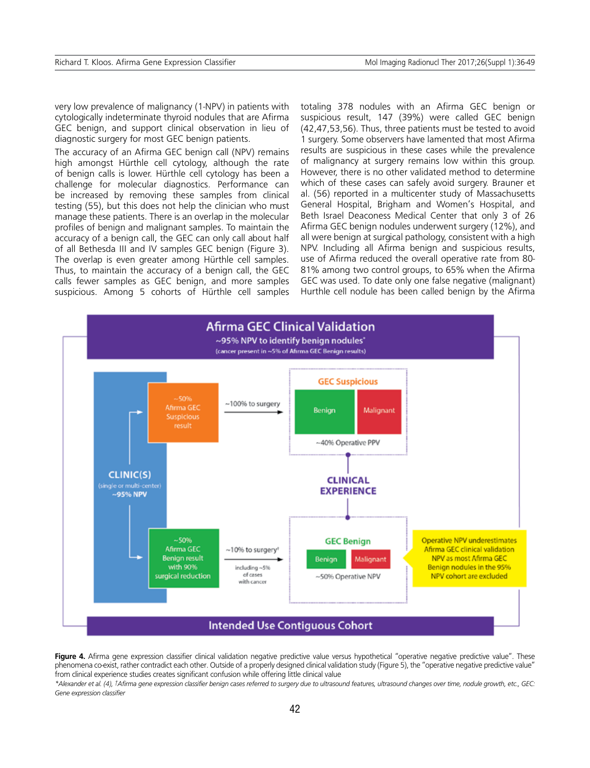very low prevalence of malignancy (1-NPV) in patients with cytologically indeterminate thyroid nodules that are Afirma GEC benign, and support clinical observation in lieu of diagnostic surgery for most GEC benign patients.

The accuracy of an Afirma GEC benign call (NPV) remains high amongst Hürthle cell cytology, although the rate of benign calls is lower. Hürthle cell cytology has been a challenge for molecular diagnostics. Performance can be increased by removing these samples from clinical testing (55), but this does not help the clinician who must manage these patients. There is an overlap in the molecular profiles of benign and malignant samples. To maintain the accuracy of a benign call, the GEC can only call about half of all Bethesda III and IV samples GEC benign (Figure 3). The overlap is even greater among Hürthle cell samples. Thus, to maintain the accuracy of a benign call, the GEC calls fewer samples as GEC benign, and more samples suspicious. Among 5 cohorts of Hürthle cell samples totaling 378 nodules with an Afirma GEC benign or suspicious result, 147 (39%) were called GEC benign (42,47,53,56). Thus, three patients must be tested to avoid 1 surgery. Some observers have lamented that most Afirma results are suspicious in these cases while the prevalence of malignancy at surgery remains low within this group. However, there is no other validated method to determine which of these cases can safely avoid surgery. Brauner et al. (56) reported in a multicenter study of Massachusetts General Hospital, Brigham and Women's Hospital, and Beth Israel Deaconess Medical Center that only 3 of 26 Afirma GEC benign nodules underwent surgery (12%), and all were benign at surgical pathology, consistent with a high NPV. Including all Afirma benign and suspicious results, use of Afirma reduced the overall operative rate from 80-81% among two control groups, to 65% when the Afirma GEC was used. To date only one false negative (malignant) Hurthle cell nodule has been called benign by the Afirma

**Figure 4.** Afirma gene expression classifier clinical validation negative predictive value versus hypothetical "operative negative predictive value". These phenomena co-exist, rather contradict each other. Outside of a properly designed clinical validation study (Figure 5), the "operative negative predictive value" from clinical experience studies creates significant confusion while offering little clinical value

*\*Alexander et al. (4), †Afirma gene expression classifier benign cases referred to surgery due to ultrasound features, ultrasound changes over time, nodule growth, etc., GEC: Gene expression classifier*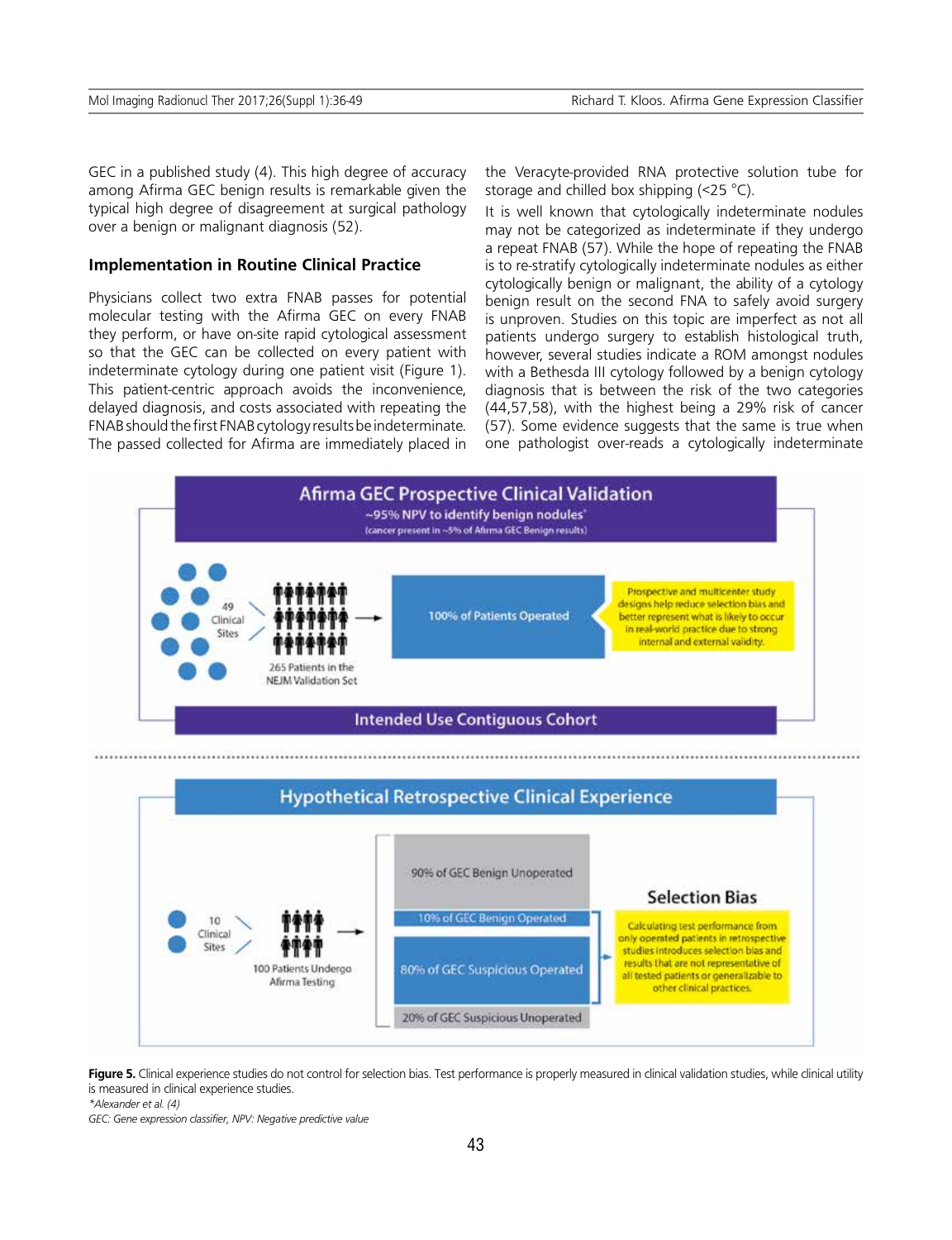GEC in a published study (4). This high degree of accuracy among Afirma GEC benign results is remarkable given the typical high degree of disagreement at surgical pathology over a benign or malignant diagnosis (52).

### Implementation in Routine Clinical Practice

Physicians collect two extra FNAB passes for potential molecular testing with the Afirma GEC on every FNAB they perform, or have on-site rapid cytological assessment so that the GEC can be collected on every patient with indeterminate cytology during one patient visit (Figure 1). This patient-centric approach avoids the inconvenience, delayed diagnosis, and costs associated with repeating the FNAB should the first FNAB cytology results be indeterminate. The passed collected for Afirma are immediately placed in the Veracyte-provided RNA protective solution tube for storage and chilled box shipping (<25 °C).

It is well known that cytologically indeterminate nodules may not be categorized as indeterminate if they undergo a repeat FNAB (57). While the hope of repeating the FNAB is to re-stratify cytologically indeterminate nodules as either cytologically benign or malignant, the ability of a cytology benign result on the second FNA to safely avoid surgery is unproven. Studies on this topic are imperfect as not all patients undergo surgery to establish histological truth, however, several studies indicate a ROM amongst nodules with a Bethesda III cytology followed by a benign cytology diagnosis that is between the risk of the two categories (44,57,58), with the highest being a 29% risk of cancer (57). Some evidence suggests that the same is true when one pathologist over-reads a cytologically indeterminate

**Figure 5.** Clinical experience studies do not control for selection bias. Test performance is properly measured in clinical validation studies, while clinical utility is measured in clinical experience studies.

*\*Alexander et al. (4)*

*GEC: Gene expression classifier, NPV: Negative predictive value*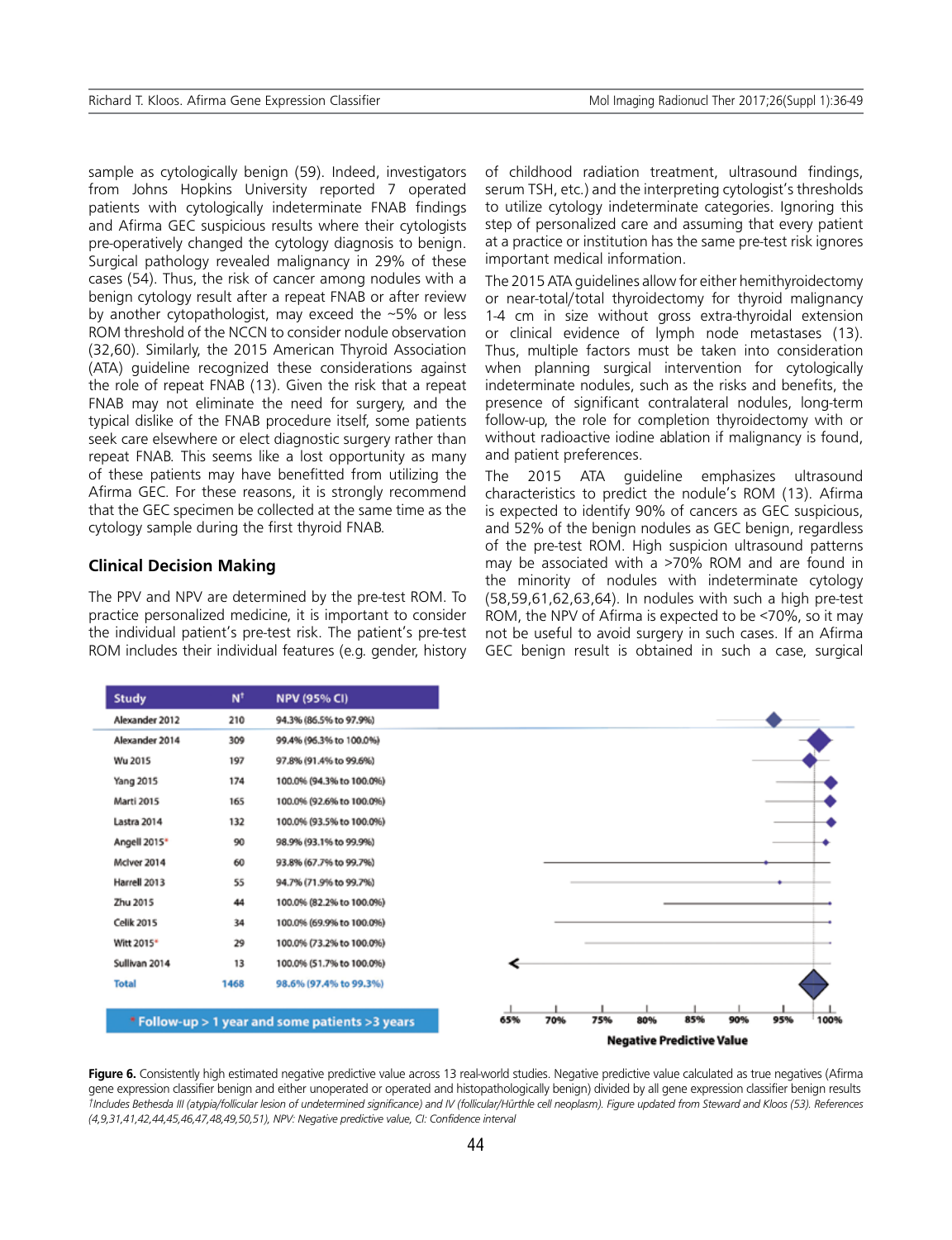sample as cytologically benign (59). Indeed, investigators from Johns Hopkins University reported 7 operated patients with cytologically indeterminate FNAB findings and Afirma GEC suspicious results where their cytologists pre-operatively changed the cytology diagnosis to benign. Surgical pathology revealed malignancy in 29% of these cases (54). Thus, the risk of cancer among nodules with a benign cytology result after a repeat FNAB or after review by another cytopathologist, may exceed the ~5% or less ROM threshold of the NCCN to consider nodule observation (32,60). Similarly, the 2015 American Thyroid Association (ATA) guideline recognized these considerations against the role of repeat FNAB (13). Given the risk that a repeat FNAB may not eliminate the need for surgery, and the typical dislike of the FNAB procedure itself, some patients seek care elsewhere or elect diagnostic surgery rather than repeat FNAB. This seems like a lost opportunity as many of these patients may have benefitted from utilizing the Afirma GEC. For these reasons, it is strongly recommend that the GEC specimen be collected at the same time as the cytology sample during the first thyroid FNAB.

## Clinical Decision Making

The PPV and NPV are determined by the pre-test ROM. To practice personalized medicine, it is important to consider the individual patient's pre-test risk. The patient's pre-test ROM includes their individual features (e.g. gender, history of childhood radiation treatment, ultrasound findings, serum TSH, etc.) and the interpreting cytologist's thresholds to utilize cytology indeterminate categories. Ignoring this step of personalized care and assuming that every patient at a practice or institution has the same pre-test risk ignores important medical information.

The 2015 ATA guidelines allow for either hemithyroidectomy or near-total/total thyroidectomy for thyroid malignancy 1-4 cm in size without gross extra-thyroidal extension or clinical evidence of lymph node metastases (13). Thus, multiple factors must be taken into consideration when planning surgical intervention for cytologically indeterminate nodules, such as the risks and benefits, the presence of significant contralateral nodules, long-term follow-up, the role for completion thyroidectomy with or without radioactive iodine ablation if malignancy is found, and patient preferences.

The 2015 ATA guideline emphasizes ultrasound characteristics to predict the nodule's ROM (13). Afirma is expected to identify 90% of cancers as GEC suspicious, and 52% of the benign nodules as GEC benign, regardless of the pre-test ROM. High suspicion ultrasound patterns may be associated with a >70% ROM and are found in the minority of nodules with indeterminate cytology (58,59,61,62,63,64). In nodules with such a high pre-test ROM, the NPV of Afirma is expected to be <70%, so it may not be useful to avoid surgery in such cases. If an Afirma GEC benign result is obtained in such a case, surgical

| Study | N† | NPV (95% CI) |
|---|---|---|
| Alexander 2012 | 210 | 94.3% (86.5% to 97.9%) |
| Alexander 2014 | 309 | 99.4% (96.3% to 100.0%) |
| Wu 2015 | 197 | 97.8% (91.4% to 99.6%) |
| Yang 2015 | 174 | 100.0% (94.3% to 100.0%) |
| Marti 2015 | 165 | 100.0% (92.6% to 100.0%) |
| Lastra 2014 | 132 | 100.0% (93.5% to 100.0%) |
| Angell 2015* | 90 | 98.9% (93.1% to 99.9%) |
| McIver 2014 | 60 | 93.8% (67.7% to 99.7%) |
| Harrell 2013 | 55 | 94.7% (71.9% to 99.7%) |
| Zhu 2015 | 44 | 100.0% (82.2% to 100.0%) |
| Celik 2015 | 34 | 100.0% (69.9% to 100.0%) |
| Witt 2015* | 29 | 100.0% (73.2% to 100.0%) |
| Sullivan 2014 | 13 | 100.0% (51.7% to 100.0%) |
| Total | 1468 | 98.6% (97.4% to 99.3%) |

* Follow-up > 1 year and some patients >3 years

**Figure 6.** Consistently high estimated negative predictive value across 13 real-world studies. Negative predictive value calculated as true negatives (Afirma gene expression classifier benign and either unoperated or operated and histopathologically benign) divided by all gene expression classifier benign results
*†Includes Bethesda III (atypia/follicular lesion of undetermined significance) and IV (follicular/Hürthle cell neoplasm). Figure updated from Steward and Kloos (53). References (4,9,31,41,42,44,45,46,47,48,49,50,51), NPV: Negative predictive value, CI: Confidence interval*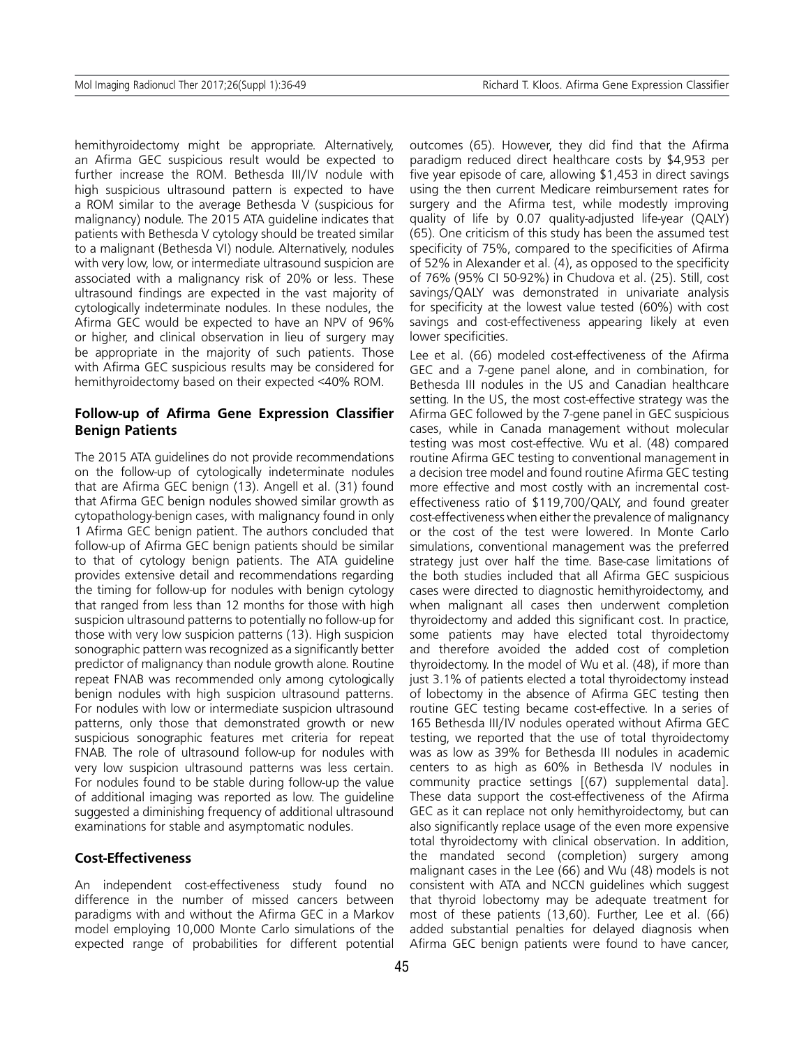hemithyroidectomy might be appropriate. Alternatively, an Afirma GEC suspicious result would be expected to further increase the ROM. Bethesda III/IV nodule with high suspicious ultrasound pattern is expected to have a ROM similar to the average Bethesda V (suspicious for malignancy) nodule. The 2015 ATA guideline indicates that patients with Bethesda V cytology should be treated similar to a malignant (Bethesda VI) nodule. Alternatively, nodules with very low, low, or intermediate ultrasound suspicion are associated with a malignancy risk of 20% or less. These ultrasound findings are expected in the vast majority of cytologically indeterminate nodules. In these nodules, the Afirma GEC would be expected to have an NPV of 96% or higher, and clinical observation in lieu of surgery may be appropriate in the majority of such patients. Those with Afirma GEC suspicious results may be considered for hemithyroidectomy based on their expected <40% ROM.

### Follow-up of Afirma Gene Expression Classifier Benign Patients

The 2015 ATA guidelines do not provide recommendations on the follow-up of cytologically indeterminate nodules that are Afirma GEC benign (13). Angell et al. (31) found that Afirma GEC benign nodules showed similar growth as cytopathology-benign cases, with malignancy found in only 1 Afirma GEC benign patient. The authors concluded that follow-up of Afirma GEC benign patients should be similar to that of cytology benign patients. The ATA guideline provides extensive detail and recommendations regarding the timing for follow-up for nodules with benign cytology that ranged from less than 12 months for those with high suspicion ultrasound patterns to potentially no follow-up for those with very low suspicion patterns (13). High suspicion sonographic pattern was recognized as a significantly better predictor of malignancy than nodule growth alone. Routine repeat FNAB was recommended only among cytologically benign nodules with high suspicion ultrasound patterns. For nodules with low or intermediate suspicion ultrasound patterns, only those that demonstrated growth or new suspicious sonographic features met criteria for repeat FNAB. The role of ultrasound follow-up for nodules with very low suspicion ultrasound patterns was less certain. For nodules found to be stable during follow-up the value of additional imaging was reported as low. The guideline suggested a diminishing frequency of additional ultrasound examinations for stable and asymptomatic nodules.

### Cost-Effectiveness

An independent cost-effectiveness study found no difference in the number of missed cancers between paradigms with and without the Afirma GEC in a Markov model employing 10,000 Monte Carlo simulations of the expected range of probabilities for different potential outcomes (65). However, they did find that the Afirma paradigm reduced direct healthcare costs by $4,953 per five year episode of care, allowing $1,453 in direct savings using the then current Medicare reimbursement rates for surgery and the Afirma test, while modestly improving quality of life by 0.07 quality-adjusted life-year (QALY) (65). One criticism of this study has been the assumed test specificity of 75%, compared to the specificities of Afirma of 52% in Alexander et al. (4), as opposed to the specificity of 76% (95% CI 50-92%) in Chudova et al. (25). Still, cost savings/QALY was demonstrated in univariate analysis for specificity at the lowest value tested (60%) with cost savings and cost-effectiveness appearing likely at even lower specificities.

Lee et al. (66) modeled cost-effectiveness of the Afirma GEC and a 7-gene panel alone, and in combination, for Bethesda III nodules in the US and Canadian healthcare setting. In the US, the most cost-effective strategy was the Afirma GEC followed by the 7-gene panel in GEC suspicious cases, while in Canada management without molecular testing was most cost-effective. Wu et al. (48) compared routine Afirma GEC testing to conventional management in a decision tree model and found routine Afirma GEC testing more effective and most costly with an incremental cost-effectiveness ratio of $119,700/QALY, and found greater cost-effectiveness when either the prevalence of malignancy or the cost of the test were lowered. In Monte Carlo simulations, conventional management was the preferred strategy just over half the time. Base-case limitations of the both studies included that all Afirma GEC suspicious cases were directed to diagnostic hemithyroidectomy, and when malignant all cases then underwent completion thyroidectomy and added this significant cost. In practice, some patients may have elected total thyroidectomy and therefore avoided the added cost of completion thyroidectomy. In the model of Wu et al. (48), if more than just 3.1% of patients elected a total thyroidectomy instead of lobectomy in the absence of Afirma GEC testing then routine GEC testing became cost-effective. In a series of 165 Bethesda III/IV nodules operated without Afirma GEC testing, we reported that the use of total thyroidectomy was as low as 39% for Bethesda III nodules in academic centers to as high as 60% in Bethesda IV nodules in community practice settings [(67) supplemental data]. These data support the cost-effectiveness of the Afirma GEC as it can replace not only hemithyroidectomy, but can also significantly replace usage of the even more expensive total thyroidectomy with clinical observation. In addition, the mandated second (completion) surgery among malignant cases in the Lee (66) and Wu (48) models is not consistent with ATA and NCCN guidelines which suggest that thyroid lobectomy may be adequate treatment for most of these patients (13,60). Further, Lee et al. (66) added substantial penalties for delayed diagnosis when Afirma GEC benign patients were found to have cancer,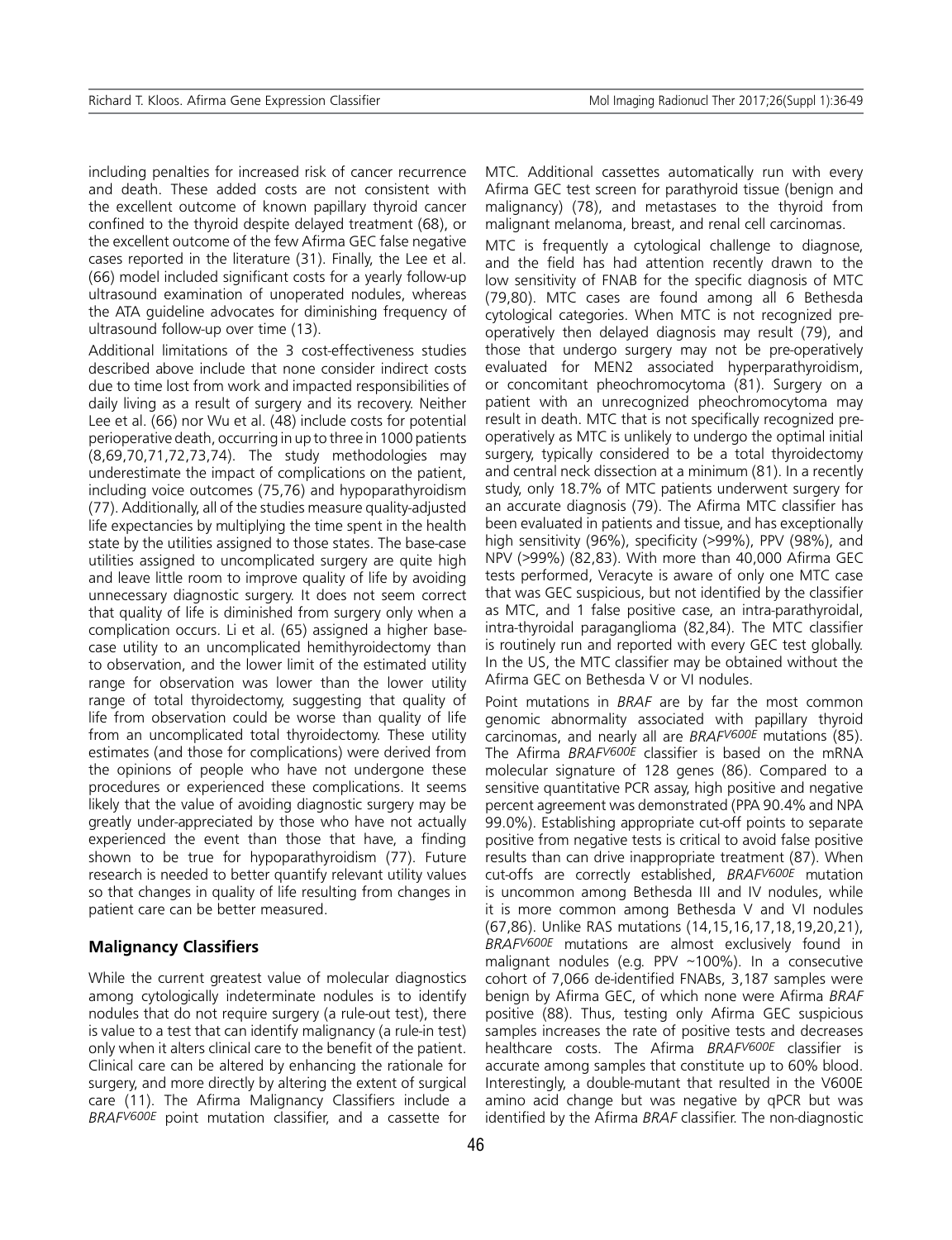including penalties for increased risk of cancer recurrence and death. These added costs are not consistent with the excellent outcome of known papillary thyroid cancer confined to the thyroid despite delayed treatment (68), or the excellent outcome of the few Afirma GEC false negative cases reported in the literature (31). Finally, the Lee et al. (66) model included significant costs for a yearly follow-up ultrasound examination of unoperated nodules, whereas the ATA guideline advocates for diminishing frequency of ultrasound follow-up over time (13).

Additional limitations of the 3 cost-effectiveness studies described above include that none consider indirect costs due to time lost from work and impacted responsibilities of daily living as a result of surgery and its recovery. Neither Lee et al. (66) nor Wu et al. (48) include costs for potential perioperative death, occurring in up to three in 1000 patients (8,69,70,71,72,73,74). The study methodologies may underestimate the impact of complications on the patient, including voice outcomes (75,76) and hypoparathyroidism (77). Additionally, all of the studies measure quality-adjusted life expectancies by multiplying the time spent in the health state by the utilities assigned to those states. The base-case utilities assigned to uncomplicated surgery are quite high and leave little room to improve quality of life by avoiding unnecessary diagnostic surgery. It does not seem correct that quality of life is diminished from surgery only when a complication occurs. Li et al. (65) assigned a higher base-case utility to an uncomplicated hemithyroidectomy than to observation, and the lower limit of the estimated utility range for observation was lower than the lower utility range of total thyroidectomy, suggesting that quality of life from observation could be worse than quality of life from an uncomplicated total thyroidectomy. These utility estimates (and those for complications) were derived from the opinions of people who have not undergone these procedures or experienced these complications. It seems likely that the value of avoiding diagnostic surgery may be greatly under-appreciated by those who have not actually experienced the event than those that have, a finding shown to be true for hypoparathyroidism (77). Future research is needed to better quantify relevant utility values so that changes in quality of life resulting from changes in patient care can be better measured.

## Malignancy Classifiers

While the current greatest value of molecular diagnostics among cytologically indeterminate nodules is to identify nodules that do not require surgery (a rule-out test), there is value to a test that can identify malignancy (a rule-in test) only when it alters clinical care to the benefit of the patient. Clinical care can be altered by enhancing the rationale for surgery, and more directly by altering the extent of surgical care (11). The Afirma Malignancy Classifiers include a *BRAF$^{V600E}$* point mutation classifier, and a cassette for MTC. Additional cassettes automatically run with every Afirma GEC test screen for parathyroid tissue (benign and malignancy) (78), and metastases to the thyroid from malignant melanoma, breast, and renal cell carcinomas.

MTC is frequently a cytological challenge to diagnose, and the field has had attention recently drawn to the low sensitivity of FNAB for the specific diagnosis of MTC (79,80). MTC cases are found among all 6 Bethesda cytological categories. When MTC is not recognized pre-operatively then delayed diagnosis may result (79), and those that undergo surgery may not be pre-operatively evaluated for MEN2 associated hyperparathyroidism, or concomitant pheochromocytoma (81). Surgery on a patient with an unrecognized pheochromocytoma may result in death. MTC that is not specifically recognized pre-operatively as MTC is unlikely to undergo the optimal initial surgery, typically considered to be a total thyroidectomy and central neck dissection at a minimum (81). In a recently study, only 18.7% of MTC patients underwent surgery for an accurate diagnosis (79). The Afirma MTC classifier has been evaluated in patients and tissue, and has exceptionally high sensitivity (96%), specificity (>99%), PPV (98%), and NPV (>99%) (82,83). With more than 40,000 Afirma GEC tests performed, Veracyte is aware of only one MTC case that was GEC suspicious, but not identified by the classifier as MTC, and 1 false positive case, an intra-parathyroidal, intra-thyroidal paraganglioma (82,84). The MTC classifier is routinely run and reported with every GEC test globally. In the US, the MTC classifier may be obtained without the Afirma GEC on Bethesda V or VI nodules.

Point mutations in *BRAF* are by far the most common genomic abnormality associated with papillary thyroid carcinomas, and nearly all are *BRAF$^{V600E}$* mutations (85). The Afirma *BRAF$^{V600E}$* classifier is based on the mRNA molecular signature of 128 genes (86). Compared to a sensitive quantitative PCR assay, high positive and negative percent agreement was demonstrated (PPA 90.4% and NPA 99.0%). Establishing appropriate cut-off points to separate positive from negative tests is critical to avoid false positive results than can drive inappropriate treatment (87). When cut-offs are correctly established, *BRAF$^{V600E}$* mutation is uncommon among Bethesda III and IV nodules, while it is more common among Bethesda V and VI nodules (67,86). Unlike RAS mutations (14,15,16,17,18,19,20,21), *BRAF$^{V600E}$* mutations are almost exclusively found in malignant nodules (e.g. PPV ~100%). In a consecutive cohort of 7,066 de-identified FNABs, 3,187 samples were benign by Afirma GEC, of which none were Afirma *BRAF* positive (88). Thus, testing only Afirma GEC suspicious samples increases the rate of positive tests and decreases healthcare costs. The Afirma *BRAF$^{V600E}$* classifier is accurate among samples that constitute up to 60% blood. Interestingly, a double-mutant that resulted in the V600E amino acid change but was negative by qPCR but was identified by the Afirma *BRAF* classifier. The non-diagnostic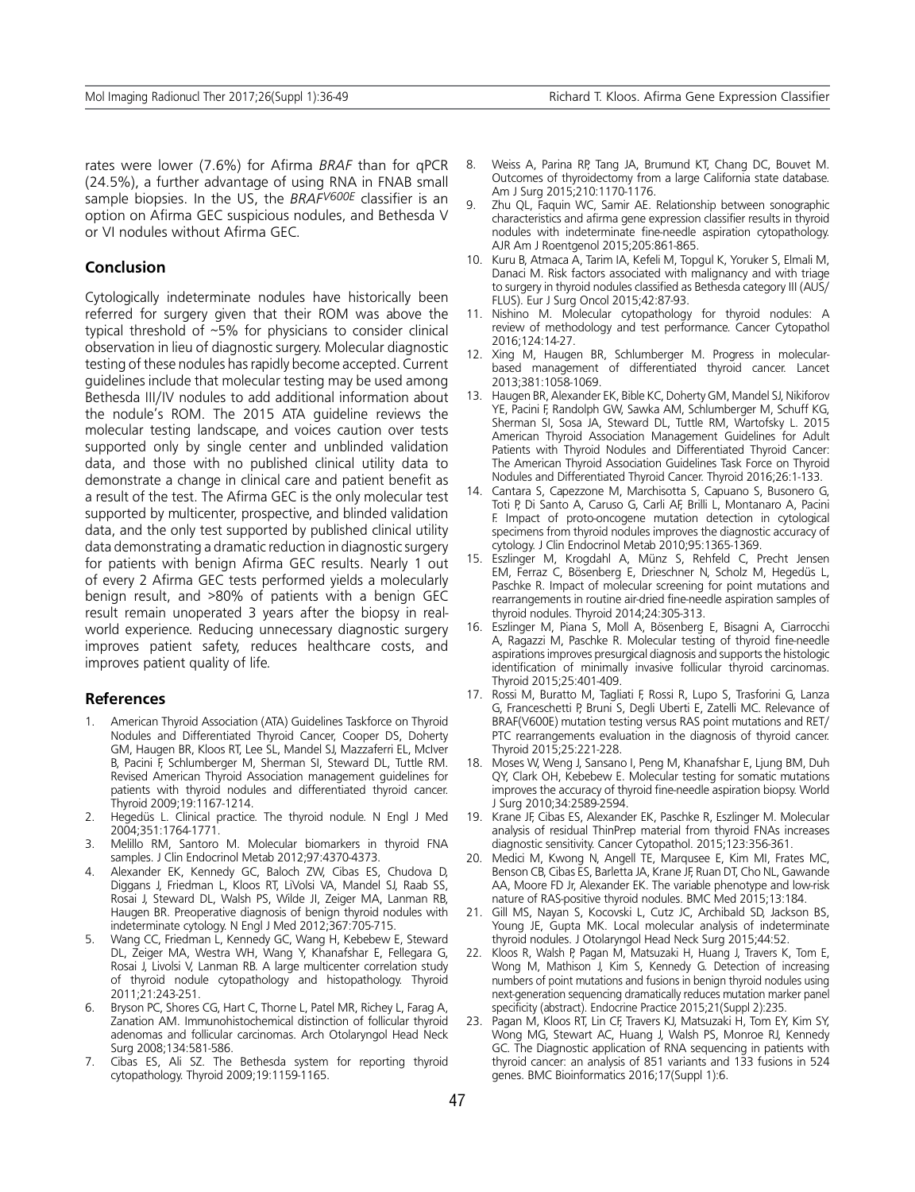rates were lower (7.6%) for Afirma *BRAF* than for qPCR (24.5%), a further advantage of using RNA in FNAB small sample biopsies. In the US, the *BRAF*$^{V600E}$ classifier is an option on Afirma GEC suspicious nodules, and Bethesda V or VI nodules without Afirma GEC.

## Conclusion

Cytologically indeterminate nodules have historically been referred for surgery given that their ROM was above the typical threshold of ~5% for physicians to consider clinical observation in lieu of diagnostic surgery. Molecular diagnostic testing of these nodules has rapidly become accepted. Current guidelines include that molecular testing may be used among Bethesda III/IV nodules to add additional information about the nodule's ROM. The 2015 ATA guideline reviews the molecular testing landscape, and voices caution over tests supported only by single center and unblinded validation data, and those with no published clinical utility data to demonstrate a change in clinical care and patient benefit as a result of the test. The Afirma GEC is the only molecular test supported by multicenter, prospective, and blinded validation data, and the only test supported by published clinical utility data demonstrating a dramatic reduction in diagnostic surgery for patients with benign Afirma GEC results. Nearly 1 out of every 2 Afirma GEC tests performed yields a molecularly benign result, and >80% of patients with a benign GEC result remain unoperated 3 years after the biopsy in real-world experience. Reducing unnecessary diagnostic surgery improves patient safety, reduces healthcare costs, and improves patient quality of life.

## References

1. American Thyroid Association (ATA) Guidelines Taskforce on Thyroid Nodules and Differentiated Thyroid Cancer, Cooper DS, Doherty GM, Haugen BR, Kloos RT, Lee SL, Mandel SJ, Mazzaferri EL, McIver B, Pacini F, Schlumberger M, Sherman SI, Steward DL, Tuttle RM. Revised American Thyroid Association management guidelines for patients with thyroid nodules and differentiated thyroid cancer. Thyroid 2009;19:1167-1214.
2. Hegedüs L. Clinical practice. The thyroid nodule. N Engl J Med 2004;351:1764-1771.
3. Melillo RM, Santoro M. Molecular biomarkers in thyroid FNA samples. J Clin Endocrinol Metab 2012;97:4370-4373.
4. Alexander EK, Kennedy GC, Baloch ZW, Cibas ES, Chudova D, Diggans J, Friedman L, Kloos RT, LiVolsi VA, Mandel SJ, Raab SS, Rosai J, Steward DL, Walsh PS, Wilde JI, Zeiger MA, Lanman RB, Haugen BR. Preoperative diagnosis of benign thyroid nodules with indeterminate cytology. N Engl J Med 2012;367:705-715.
5. Wang CC, Friedman L, Kennedy GC, Wang H, Kebebew E, Steward DL, Zeiger MA, Westra WH, Wang Y, Khanafshar E, Fellegara G, Rosai J, Livolsi V, Lanman RB. A large multicenter correlation study of thyroid nodule cytopathology and histopathology. Thyroid 2011;21:243-251.
6. Bryson PC, Shores CG, Hart C, Thorne L, Patel MR, Richey L, Farag A, Zanation AM. Immunohistochemical distinction of follicular thyroid adenomas and follicular carcinomas. Arch Otolaryngol Head Neck Surg 2008;134:581-586.
7. Cibas ES, Ali SZ. The Bethesda system for reporting thyroid cytopathology. Thyroid 2009;19:1159-1165.
8. Weiss A, Parina RP, Tang JA, Brumund KT, Chang DC, Bouvet M. Outcomes of thyroidectomy from a large California state database. Am J Surg 2015;210:1170-1176.
9. Zhu QL, Faquin WC, Samir AE. Relationship between sonographic characteristics and afirma gene expression classifier results in thyroid nodules with indeterminate fine-needle aspiration cytopathology. AJR Am J Roentgenol 2015;205:861-865.
10. Kuru B, Atmaca A, Tarim IA, Kefeli M, Topgul K, Yoruker S, Elmali M, Danaci M. Risk factors associated with malignancy and with triage to surgery in thyroid nodules classified as Bethesda category III (AUS/FLUS). Eur J Surg Oncol 2015;42:87-93.
11. Nishino M. Molecular cytopathology for thyroid nodules: A review of methodology and test performance. Cancer Cytopathol 2016;124:14-27.
12. Xing M, Haugen BR, Schlumberger M. Progress in molecular-based management of differentiated thyroid cancer. Lancet 2013;381:1058-1069.
13. Haugen BR, Alexander EK, Bible KC, Doherty GM, Mandel SJ, Nikiforov YE, Pacini F, Randolph GW, Sawka AM, Schlumberger M, Schuff KG, Sherman SI, Sosa JA, Steward DL, Tuttle RM, Wartofsky L. 2015 American Thyroid Association Management Guidelines for Adult Patients with Thyroid Nodules and Differentiated Thyroid Cancer: The American Thyroid Association Guidelines Task Force on Thyroid Nodules and Differentiated Thyroid Cancer. Thyroid 2016;26:1-133.
14. Cantara S, Capezzone M, Marchisotta S, Capuano S, Busonero G, Toti P, Di Santo A, Caruso G, Carli AF, Brilli L, Montanaro A, Pacini F. Impact of proto-oncogene mutation detection in cytological specimens from thyroid nodules improves the diagnostic accuracy of cytology. J Clin Endocrinol Metab 2010;95:1365-1369.
15. Eszlinger M, Krogdahl A, Münz S, Rehfeld C, Precht Jensen EM, Ferraz C, Bösenberg E, Drieschner N, Scholz M, Hegedüs L, Paschke R. Impact of molecular screening for point mutations and rearrangements in routine air-dried fine-needle aspiration samples of thyroid nodules. Thyroid 2014;24:305-313.
16. Eszlinger M, Piana S, Moll A, Bösenberg E, Bisagni A, Ciarrocchi A, Ragazzi M, Paschke R. Molecular testing of thyroid fine-needle aspirations improves presurgical diagnosis and supports the histologic identification of minimally invasive follicular thyroid carcinomas. Thyroid 2015;25:401-409.
17. Rossi M, Buratto M, Tagliati F, Rossi R, Lupo S, Trasforini G, Lanza G, Franceschetti P, Bruni S, Degli Uberti E, Zatelli MC. Relevance of BRAF(V600E) mutation testing versus RAS point mutations and RET/PTC rearrangements evaluation in the diagnosis of thyroid cancer. Thyroid 2015;25:221-228.
18. Moses W, Weng J, Sansano I, Peng M, Khanafshar E, Ljung BM, Duh QY, Clark OH, Kebebew E. Molecular testing for somatic mutations improves the accuracy of thyroid fine-needle aspiration biopsy. World J Surg 2010;34:2589-2594.
19. Krane JF, Cibas ES, Alexander EK, Paschke R, Eszlinger M. Molecular analysis of residual ThinPrep material from thyroid FNAs increases diagnostic sensitivity. Cancer Cytopathol. 2015;123:356-361.
20. Medici M, Kwong N, Angell TE, Marqusee E, Kim MI, Frates MC, Benson CB, Cibas ES, Barletta JA, Krane JF, Ruan DT, Cho NL, Gawande AA, Moore FD Jr, Alexander EK. The variable phenotype and low-risk nature of RAS-positive thyroid nodules. BMC Med 2015;13:184.
21. Gill MS, Nayan S, Kocovski L, Cutz JC, Archibald SD, Jackson BS, Young JE, Gupta MK. Local molecular analysis of indeterminate thyroid nodules. J Otolaryngol Head Neck Surg 2015;44:52.
22. Kloos R, Walsh P, Pagan M, Matsuzaki H, Huang J, Travers K, Tom E, Wong M, Mathison J, Kim S, Kennedy G. Detection of increasing numbers of point mutations and fusions in benign thyroid nodules using next-generation sequencing dramatically reduces mutation marker panel specificity (abstract). Endocrine Practice 2015;21(Suppl 2):235.
23. Pagan M, Kloos RT, Lin CF, Travers KJ, Matsuzaki H, Tom EY, Kim SY, Wong MG, Stewart AC, Huang J, Walsh PS, Monroe RJ, Kennedy GC. The Diagnostic application of RNA sequencing in patients with thyroid cancer: an analysis of 851 variants and 133 fusions in 524 genes. BMC Bioinformatics 2016;17(Suppl 1):6.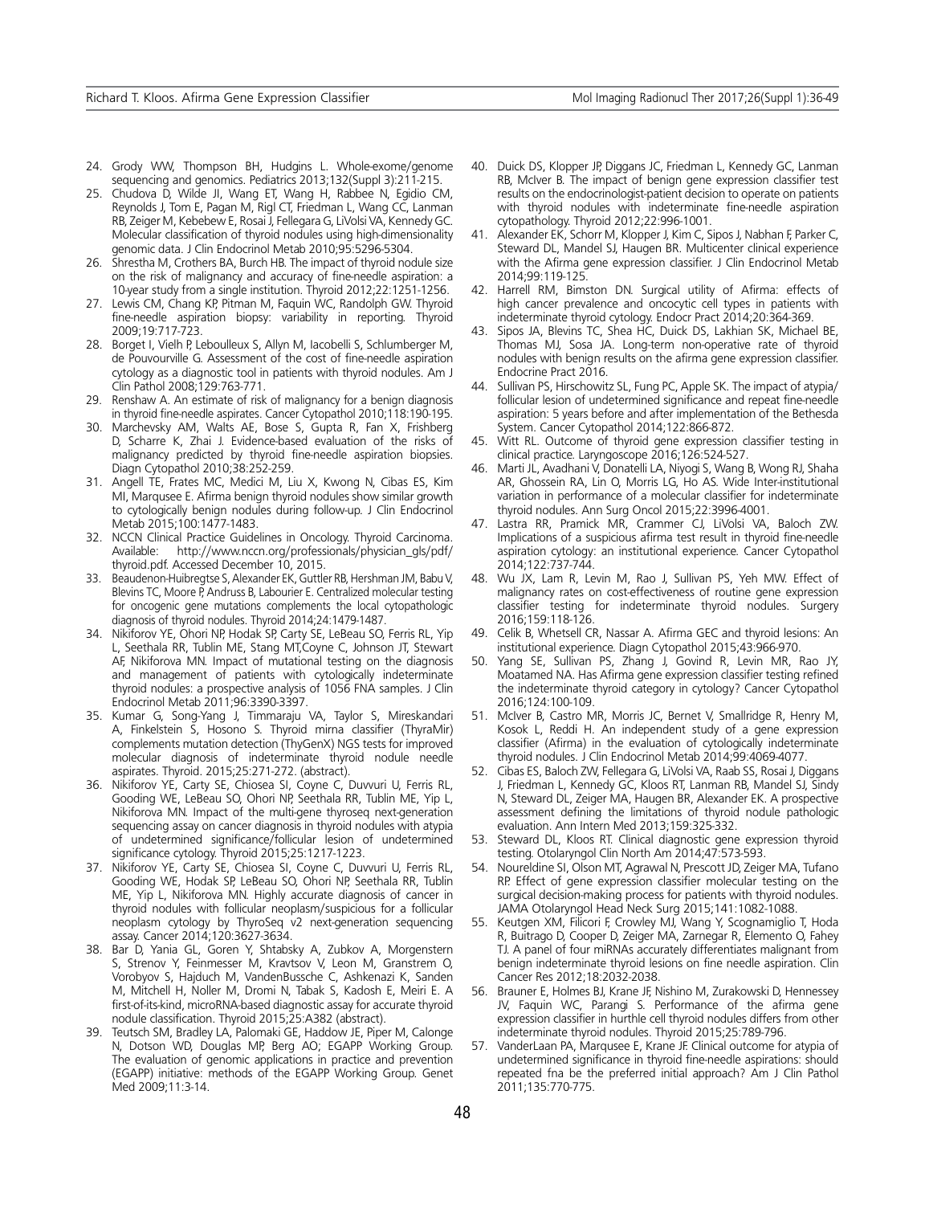24. Grody WW, Thompson BH, Hudgins L. Whole-exome/genome sequencing and genomics. Pediatrics 2013;132(Suppl 3):211-215.
25. Chudova D, Wilde JI, Wang ET, Wang H, Rabbee N, Egidio CM, Reynolds J, Tom E, Pagan M, Rigl CT, Friedman L, Wang CC, Lanman RB, Zeiger M, Kebebew E, Rosai J, Fellegara G, LiVolsi VA, Kennedy GC. Molecular classification of thyroid nodules using high-dimensionality genomic data. J Clin Endocrinol Metab 2010;95:5296-5304.
26. Shrestha M, Crothers BA, Burch HB. The impact of thyroid nodule size on the risk of malignancy and accuracy of fine-needle aspiration: a 10-year study from a single institution. Thyroid 2012;22:1251-1256.
27. Lewis CM, Chang KP, Pitman M, Faquin WC, Randolph GW. Thyroid fine-needle aspiration biopsy: variability in reporting. Thyroid 2009;19:717-723.
28. Borget I, Vielh P, Leboulleux S, Allyn M, Iacobelli S, Schlumberger M, de Pouvourville G. Assessment of the cost of fine-needle aspiration cytology as a diagnostic tool in patients with thyroid nodules. Am J Clin Pathol 2008;129:763-771.
29. Renshaw A. An estimate of risk of malignancy for a benign diagnosis in thyroid fine-needle aspirates. Cancer Cytopathol 2010;118:190-195.
30. Marchevsky AM, Walts AE, Bose S, Gupta R, Fan X, Frishberg D, Scharre K, Zhai J. Evidence-based evaluation of the risks of malignancy predicted by thyroid fine-needle aspiration biopsies. Diagn Cytopathol 2010;38:252-259.
31. Angell TE, Frates MC, Medici M, Liu X, Kwong N, Cibas ES, Kim MI, Marqusee E. Afirma benign thyroid nodules show similar growth to cytologically benign nodules during follow-up. J Clin Endocrinol Metab 2015;100:1477-1483.
32. NCCN Clinical Practice Guidelines in Oncology. Thyroid Carcinoma. Available: http://www.nccn.org/professionals/physician_gls/pdf/thyroid.pdf. Accessed December 10, 2015.
33. Beaudenon-Huibregtse S, Alexander EK, Guttler RB, Hershman JM, Babu V, Blevins TC, Moore P, Andruss B, Labourier E. Centralized molecular testing for oncogenic gene mutations complements the local cytopathologic diagnosis of thyroid nodules. Thyroid 2014;24:1479-1487.
34. Nikiforov YE, Ohori NP, Hodak SP, Carty SE, LeBeau SO, Ferris RL, Yip L, Seethala RR, Tublin ME, Stang MT,Coyne C, Johnson JT, Stewart AF, Nikiforova MN. Impact of mutational testing on the diagnosis and management of patients with cytologically indeterminate thyroid nodules: a prospective analysis of 1056 FNA samples. J Clin Endocrinol Metab 2011;96:3390-3397.
35. Kumar G, Song-Yang J, Timmaraju VA, Taylor S, Mireskandari A, Finkelstein S, Hosono S. Thyroid mirna classifier (ThyraMir) complements mutation detection (ThyGenX) NGS tests for improved molecular diagnosis of indeterminate thyroid nodule needle aspirates. Thyroid. 2015;25:271-272. (abstract).
36. Nikiforov YE, Carty SE, Chiosea SI, Coyne C, Duvvuri U, Ferris RL, Gooding WE, LeBeau SO, Ohori NP, Seethala RR, Tublin ME, Yip L, Nikiforova MN. Impact of the multi-gene thyroseq next-generation sequencing assay on cancer diagnosis in thyroid nodules with atypia of undetermined significance/follicular lesion of undetermined significance cytology. Thyroid 2015;25:1217-1223.
37. Nikiforov YE, Carty SE, Chiosea SI, Coyne C, Duvvuri U, Ferris RL, Gooding WE, Hodak SP, LeBeau SO, Ohori NP, Seethala RR, Tublin ME, Yip L, Nikiforova MN. Highly accurate diagnosis of cancer in thyroid nodules with follicular neoplasm/suspicious for a follicular neoplasm cytology by ThyroSeq v2 next-generation sequencing assay. Cancer 2014;120:3627-3634.
38. Bar D, Yania GL, Goren Y, Shtabsky A, Zubkov A, Morgenstern S, Strenov Y, Feinmesser M, Kravtsov V, Leon M, Granstrem O, Vorobyov S, Hajduch M, VandenBussche C, Ashkenazi K, Sanden M, Mitchell H, Noller M, Dromi N, Tabak S, Kadosh E, Meiri E. A first-of-its-kind, microRNA-based diagnostic assay for accurate thyroid nodule classification. Thyroid 2015;25:A382 (abstract).
39. Teutsch SM, Bradley LA, Palomaki GE, Haddow JE, Piper M, Calonge N, Dotson WD, Douglas MP, Berg AO; EGAPP Working Group. The evaluation of genomic applications in practice and prevention (EGAPP) initiative: methods of the EGAPP Working Group. Genet Med 2009;11:3-14.
40. Duick DS, Klopper JP, Diggans JC, Friedman L, Kennedy GC, Lanman RB, McIver B. The impact of benign gene expression classifier test results on the endocrinologist-patient decision to operate on patients with thyroid nodules with indeterminate fine-needle aspiration cytopathology. Thyroid 2012;22:996-1001.
41. Alexander EK, Schorr M, Klopper J, Kim C, Sipos J, Nabhan F, Parker C, Steward DL, Mandel SJ, Haugen BR. Multicenter clinical experience with the Afirma gene expression classifier. J Clin Endocrinol Metab 2014;99:119-125.
42. Harrell RM, Bimston DN. Surgical utility of Afirma: effects of high cancer prevalence and oncocytic cell types in patients with indeterminate thyroid cytology. Endocr Pract 2014;20:364-369.
43. Sipos JA, Blevins TC, Shea HC, Duick DS, Lakhian SK, Michael BE, Thomas MJ, Sosa JA. Long-term non-operative rate of thyroid nodules with benign results on the afirma gene expression classifier. Endocrine Pract 2016.
44. Sullivan PS, Hirschowitz SL, Fung PC, Apple SK. The impact of atypia/follicular lesion of undetermined significance and repeat fine-needle aspiration: 5 years before and after implementation of the Bethesda System. Cancer Cytopathol 2014;122:866-872.
45. Witt RL. Outcome of thyroid gene expression classifier testing in clinical practice. Laryngoscope 2016;126:524-527.
46. Marti JL, Avadhani V, Donatelli LA, Niyogi S, Wang B, Wong RJ, Shaha AR, Ghossein RA, Lin O, Morris LG, Ho AS. Wide Inter-institutional variation in performance of a molecular classifier for indeterminate thyroid nodules. Ann Surg Oncol 2015;22:3996-4001.
47. Lastra RR, Pramick MR, Crammer CJ, LiVolsi VA, Baloch ZW. Implications of a suspicious afirma test result in thyroid fine-needle aspiration cytology: an institutional experience. Cancer Cytopathol 2014;122:737-744.
48. Wu JX, Lam R, Levin M, Rao J, Sullivan PS, Yeh MW. Effect of malignancy rates on cost-effectiveness of routine gene expression classifier testing for indeterminate thyroid nodules. Surgery 2016;159:118-126.
49. Celik B, Whetsell CR, Nassar A. Afirma GEC and thyroid lesions: An institutional experience. Diagn Cytopathol 2015;43:966-970.
50. Yang SE, Sullivan PS, Zhang J, Govind R, Levin MR, Rao JY, Moatamed NA. Has Afirma gene expression classifier testing refined the indeterminate thyroid category in cytology? Cancer Cytopathol 2016;124:100-109.
51. McIver B, Castro MR, Morris JC, Bernet V, Smallridge R, Henry M, Kosok L, Reddi H. An independent study of a gene expression classifier (Afirma) in the evaluation of cytologically indeterminate thyroid nodules. J Clin Endocrinol Metab 2014;99:4069-4077.
52. Cibas ES, Baloch ZW, Fellegara G, LiVolsi VA, Raab SS, Rosai J, Diggans J, Friedman L, Kennedy GC, Kloos RT, Lanman RB, Mandel SJ, Sindy N, Steward DL, Zeiger MA, Haugen BR, Alexander EK. A prospective assessment defining the limitations of thyroid nodule pathologic evaluation. Ann Intern Med 2013;159:325-332.
53. Steward DL, Kloos RT. Clinical diagnostic gene expression thyroid testing. Otolaryngol Clin North Am 2014;47:573-593.
54. Noureldine SI, Olson MT, Agrawal N, Prescott JD, Zeiger MA, Tufano RP. Effect of gene expression classifier molecular testing on the surgical decision-making process for patients with thyroid nodules. JAMA Otolaryngol Head Neck Surg 2015;141:1082-1088.
55. Keutgen XM, Filicori F, Crowley MJ, Wang Y, Scognamiglio T, Hoda R, Buitrago D, Cooper D, Zeiger MA, Zarnegar R, Elemento O, Fahey TJ. A panel of four miRNAs accurately differentiates malignant from benign indeterminate thyroid lesions on fine needle aspiration. Clin Cancer Res 2012;18:2032-2038.
56. Brauner E, Holmes BJ, Krane JF, Nishino M, Zurakowski D, Hennessey JV, Faquin WC, Parangi S. Performance of the afirma gene expression classifier in hurthle cell thyroid nodules differs from other indeterminate thyroid nodules. Thyroid 2015;25:789-796.
57. VanderLaan PA, Marqusee E, Krane JF. Clinical outcome for atypia of undetermined significance in thyroid fine-needle aspirations: should repeated fna be the preferred initial approach? Am J Clin Pathol 2011;135:770-775.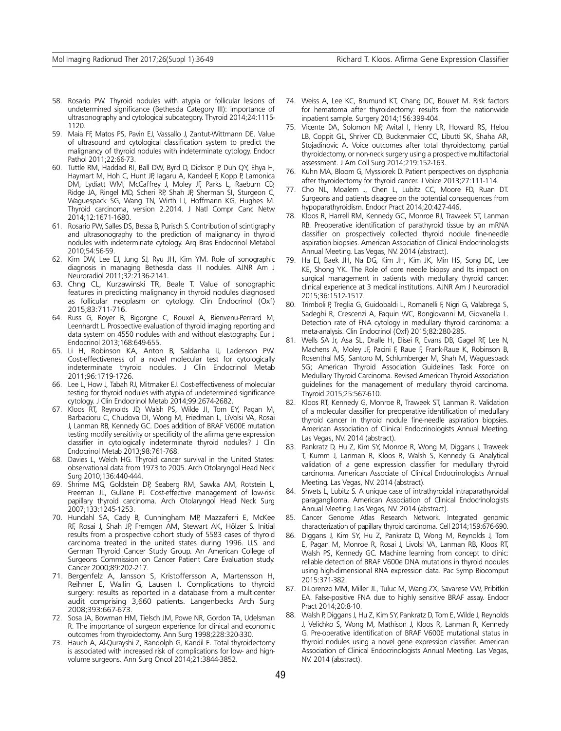58. Rosario PW. Thyroid nodules with atypia or follicular lesions of undetermined significance (Bethesda Category III): importance of ultrasonography and cytological subcategory. Thyroid 2014;24:1115-1120.
59. Maia FF, Matos PS, Pavin EJ, Vassallo J, Zantut-Wittmann DE. Value of ultrasound and cytological classification system to predict the malignancy of thyroid nodules with indeterminate cytology. Endocr Pathol 2011;22:66-73.
60. Tuttle RM, Haddad RI, Ball DW, Byrd D, Dickson P, Duh QY, Ehya H, Haymart M, Hoh C, Hunt JP, Iagaru A, Kandeel F, Kopp P, Lamonica DM, Lydiatt WM, McCaffrey J, Moley JF, Parks L, Raeburn CD, Ridge JA, Ringel MD, Scheri RP, Shah JP, Sherman SI, Sturgeon C, Waguespack SG, Wang TN, Wirth LJ, Hoffmann KG, Hughes M. Thyroid carcinoma, version 2.2014. J Natl Compr Canc Netw 2014;12:1671-1680.
61. Rosario PW, Salles DS, Bessa B, Purisch S. Contribution of scintigraphy and ultrasonography to the prediction of malignancy in thyroid nodules with indeterminate cytology. Arq Bras Endocrinol Metabol 2010;54:56-59.
62. Kim DW, Lee EJ, Jung SJ, Ryu JH, Kim YM. Role of sonographic diagnosis in managing Bethesda class III nodules. AJNR Am J Neuroradiol 2011;32:2136-2141.
63. Chng CL, Kurzawinski TR, Beale T. Value of sonographic features in predicting malignancy in thyroid nodules diagnosed as follicular neoplasm on cytology. Clin Endocrinol (Oxf) 2015;83:711-716.
64. Russ G, Royer B, Bigorgne C, Rouxel A, Bienvenu-Perrard M, Leenhardt L. Prospective evaluation of thyroid imaging reporting and data system on 4550 nodules with and without elastography. Eur J Endocrinol 2013;168:649-655.
65. Li H, Robinson KA, Anton B, Saldanha IJ, Ladenson PW. Cost-effectiveness of a novel molecular test for cytologically indeterminate thyroid nodules. J Clin Endocrinol Metab 2011;96:1719-1726.
66. Lee L, How J, Tabah RJ, Mitmaker EJ. Cost-effectiveness of molecular testing for thyroid nodules with atypia of undetermined significance cytology. J Clin Endocrinol Metab 2014;99:2674-2682.
67. Kloos RT, Reynolds JD, Walsh PS, Wilde JI, Tom EY, Pagan M, Barbacioru C, Chudova DI, Wong M, Friedman L, LiVolsi VA, Rosai J, Lanman RB, Kennedy GC. Does addition of BRAF V600E mutation testing modify sensitivity or specificity of the afirma gene expression classifier in cytologically indeterminate thyroid nodules? J Clin Endocrinol Metab 2013;98:761-768.
68. Davies L, Welch HG. Thyroid cancer survival in the United States: observational data from 1973 to 2005. Arch Otolaryngol Head Neck Surg 2010;136:440-444.
69. Shrime MG, Goldstein DP, Seaberg RM, Sawka AM, Rotstein L, Freeman JL, Gullane PJ. Cost-effective management of low-risk papillary thyroid carcinoma. Arch Otolaryngol Head Neck Surg 2007;133:1245-1253.
70. Hundahl SA, Cady B, Cunningham MP, Mazzaferri E, McKee RF, Rosai J, Shah JP, Fremgen AM, Stewart AK, Hölzer S. Initial results from a prospective cohort study of 5583 cases of thyroid carcinoma treated in the united states during 1996. U.S. and German Thyroid Cancer Study Group. An American College of Surgeons Commission on Cancer Patient Care Evaluation study. Cancer 2000;89:202-217.
71. Bergenfelz A, Jansson S, Kristoffersson A, Martensson H, Reihner E, Wallin G, Lausen I. Complications to thyroid surgery: results as reported in a database from a multicenter audit comprising 3,660 patients. Langenbecks Arch Surg 2008;393:667-673.
72. Sosa JA, Bowman HM, Tielsch JM, Powe NR, Gordon TA, Udelsman R. The importance of surgeon experience for clinical and economic outcomes from thyroidectomy. Ann Surg 1998;228:320-330.
73. Hauch A, Al-Qurayshi Z, Randolph G, Kandil E. Total thyroidectomy is associated with increased risk of complications for low- and high-volume surgeons. Ann Surg Oncol 2014;21:3844-3852.
74. Weiss A, Lee KC, Brumund KT, Chang DC, Bouvet M. Risk factors for hematoma after thyroidectomy: results from the nationwide inpatient sample. Surgery 2014;156:399-404.
75. Vicente DA, Solomon NP, Avital I, Henry LR, Howard RS, Helou LB, Coppit GL, Shriver CD, Buckenmaier CC, Libutti SK, Shaha AR, Stojadinovic A. Voice outcomes after total thyroidectomy, partial thyroidectomy, or non-neck surgery using a prospective multifactorial assessment. J Am Coll Surg 2014;219:152-163.
76. Kuhn MA, Bloom G, Myssiorek D. Patient perspectives on dysphonia after thyroidectomy for thyroid cancer. J Voice 2013;27:111-114.
77. Cho NL, Moalem J, Chen L, Lubitz CC, Moore FD, Ruan DT. Surgeons and patients disagree on the potential consequences from hypoparathyroidism. Endocr Pract 2014;20:427-446.
78. Kloos R, Harrell RM, Kennedy GC, Monroe RJ, Traweek ST, Lanman RB. Preoperative identification of parathyroid tissue by an mRNA classifier on prospectively collected thyroid nodule fine-needle aspiration biopsies. American Association of Clinical Endocrinologists Annual Meeting. Las Vegas, NV. 2014 (abstract).
79. Ha EJ, Baek JH, Na DG, Kim JH, Kim JK, Min HS, Song DE, Lee KE, Shong YK. The Role of core needle biopsy and Its impact on surgical management in patients with medullary thyroid cancer: clinical experience at 3 medical institutions. AJNR Am J Neuroradiol 2015;36:1512-1517.
80. Trimboli P, Treglia G, Guidobaldi L, Romanelli F, Nigri G, Valabrega S, Sadeghi R, Crescenzi A, Faquin WC, Bongiovanni M, Giovanella L. Detection rate of FNA cytology in medullary thyroid carcinoma: a meta-analysis. Clin Endocrinol (Oxf) 2015;82:280-285.
81. Wells SA Jr, Asa SL, Dralle H, Elisei R, Evans DB, Gagel RF, Lee N, Machens A, Moley JF, Pacini F, Raue F, Frank-Raue K, Robinson B, Rosenthal MS, Santoro M, Schlumberger M, Shah M, Waguespack SG; American Thyroid Association Guidelines Task Force on Medullary Thyroid Carcinoma. Revised American Thyroid Association guidelines for the management of medullary thyroid carcinoma. Thyroid 2015;25:567-610.
82. Kloos RT, Kennedy G, Monroe R, Traweek ST, Lanman R. Validation of a molecular classifier for preoperative identification of medullary thyroid cancer in thyroid nodule fine-needle aspiration biopsies. American Association of Clinical Endocrinologists Annual Meeting. Las Vegas, NV. 2014 (abstract).
83. Pankratz D, Hu Z, Kim SY, Monroe R, Wong M, Diggans J, Traweek T, Kumm J, Lanman R, Kloos R, Walsh S, Kennedy G. Analytical validation of a gene expression classifier for medullary thyroid carcinoma. American Associate of Clinical Endocrinologists Annual Meeting. Las Vegas, NV. 2014 (abstract).
84. Shvets L, Lubitz S. A unique case of intrathyroidal intraparathyroidal paraganglioma. American Association of Clinical Endocrinologists Annual Meeting. Las Vegas, NV. 2014 (abstract).
85. Cancer Genome Atlas Research Network. Integrated genomic characterization of papillary thyroid carcinoma. Cell 2014;159:676-690.
86. Diggans J, Kim SY, Hu Z, Pankratz D, Wong M, Reynolds J, Tom E, Pagan M, Monroe R, Rosai J, Livolsi VA, Lanman RB, Kloos RT, Walsh PS, Kennedy GC. Machine learning from concept to clinic: reliable detection of BRAF V600e DNA mutations in thyroid nodules using high-dimensional RNA expression data. Pac Symp Biocomput 2015:371-382.
87. DiLorenzo MM, Miller JL, Tuluc M, Wang ZX, Savarese VW, Pribitkin EA. False-positive FNA due to highly sensitive BRAF assay. Endocr Pract 2014;20:8-10.
88. Walsh P, Diggans J, Hu Z, Kim SY, Pankratz D, Tom E, Wilde J, Reynolds J, Velichko S, Wong M, Mathison J, Kloos R, Lanman R, Kennedy G. Pre-operative identification of BRAF V600E mutational status in thyroid nodules using a novel gene expression classifier. American Association of Clinical Endocrinologists Annual Meeting. Las Vegas, NV. 2014 (abstract).